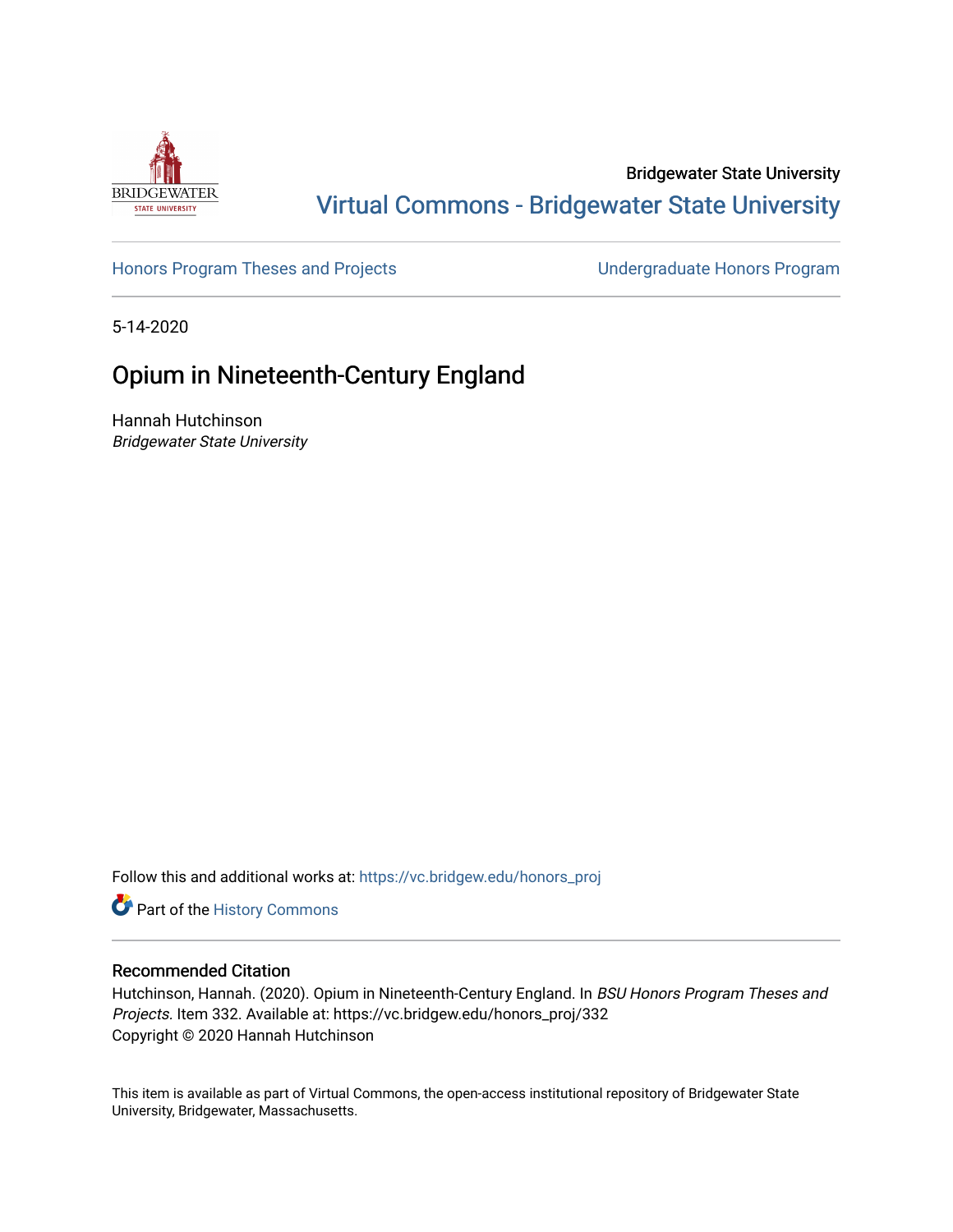Bridgewater State University

Virtual Commons - Bridgewater State University

Honors Program Theses and Projects

Undergraduate Honors Program

5-14-2020

# Opium in Nineteenth-Century England

Hannah Hutchinson

*Bridgewater State University*

Follow this and additional works at: https://vc.bridgew.edu/honors_proj

Part of the History Commons

### Recommended Citation

Hutchinson, Hannah. (2020). Opium in Nineteenth-Century England. In *BSU Honors Program Theses and Projects.* Item 332. Available at: https://vc.bridgew.edu/honors_proj/332

Copyright © 2020 Hannah Hutchinson

This item is available as part of Virtual Commons, the open-access institutional repository of Bridgewater State University, Bridgewater, Massachusetts.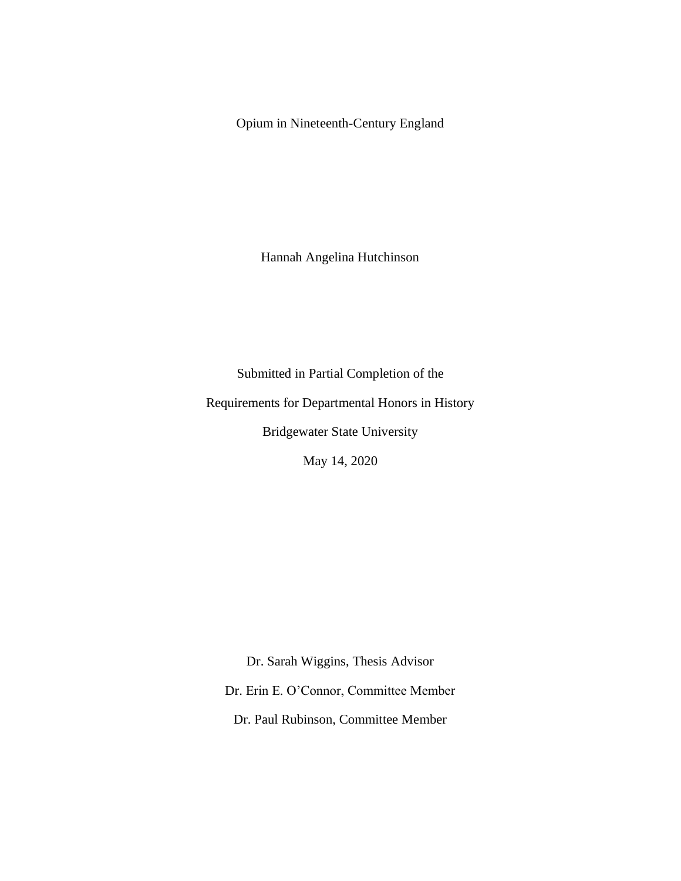# Opium in Nineteenth-Century England

Hannah Angelina Hutchinson

Submitted in Partial Completion of the

Requirements for Departmental Honors in History

Bridgewater State University

May 14, 2020

Dr. Sarah Wiggins, Thesis Advisor

Dr. Erin E. O'Connor, Committee Member

Dr. Paul Rubinson, Committee Member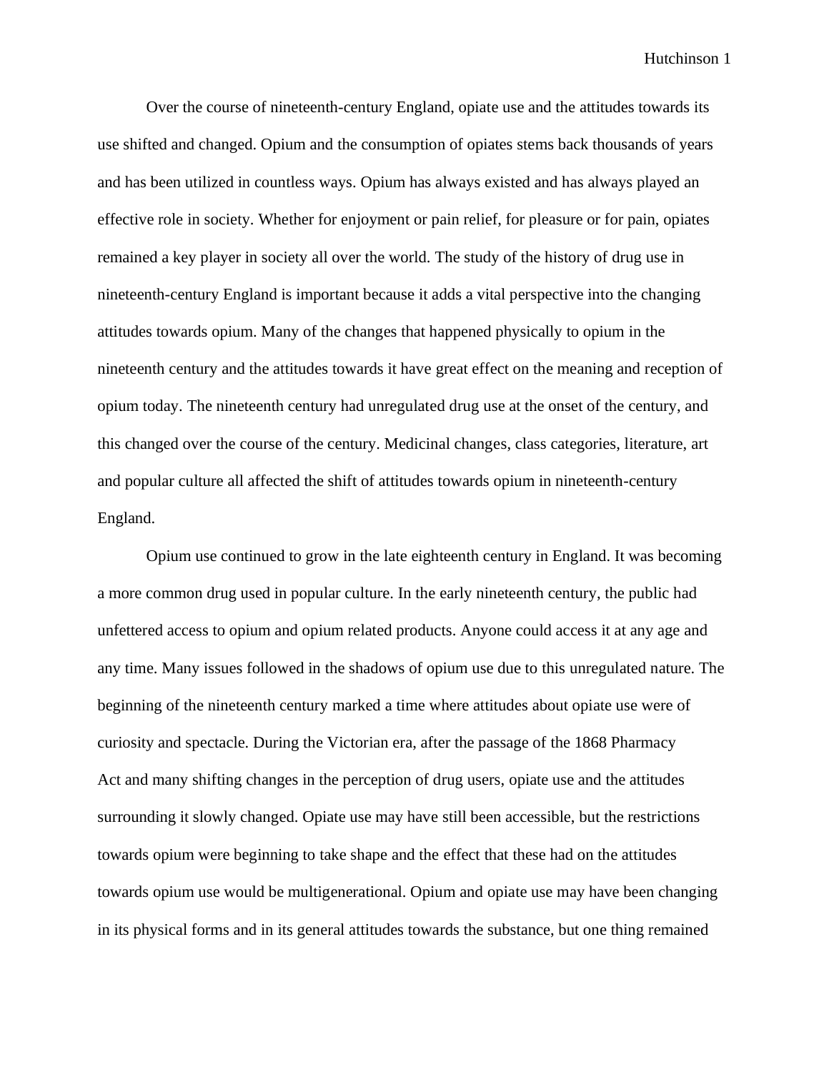Over the course of nineteenth-century England, opiate use and the attitudes towards its use shifted and changed. Opium and the consumption of opiates stems back thousands of years and has been utilized in countless ways. Opium has always existed and has always played an effective role in society. Whether for enjoyment or pain relief, for pleasure or for pain, opiates remained a key player in society all over the world. The study of the history of drug use in nineteenth-century England is important because it adds a vital perspective into the changing attitudes towards opium. Many of the changes that happened physically to opium in the nineteenth century and the attitudes towards it have great effect on the meaning and reception of opium today. The nineteenth century had unregulated drug use at the onset of the century, and this changed over the course of the century. Medicinal changes, class categories, literature, art and popular culture all affected the shift of attitudes towards opium in nineteenth-century England.

Opium use continued to grow in the late eighteenth century in England. It was becoming a more common drug used in popular culture. In the early nineteenth century, the public had unfettered access to opium and opium related products. Anyone could access it at any age and any time. Many issues followed in the shadows of opium use due to this unregulated nature. The beginning of the nineteenth century marked a time where attitudes about opiate use were of curiosity and spectacle. During the Victorian era, after the passage of the 1868 Pharmacy Act and many shifting changes in the perception of drug users, opiate use and the attitudes surrounding it slowly changed. Opiate use may have still been accessible, but the restrictions towards opium were beginning to take shape and the effect that these had on the attitudes towards opium use would be multigenerational. Opium and opiate use may have been changing in its physical forms and in its general attitudes towards the substance, but one thing remained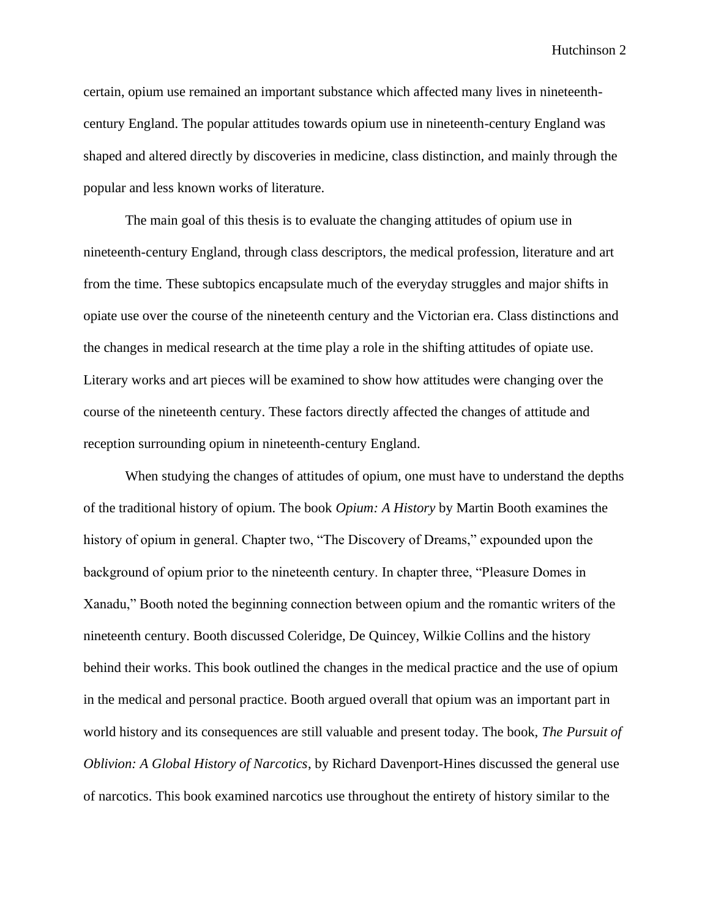certain, opium use remained an important substance which affected many lives in nineteenth-century England. The popular attitudes towards opium use in nineteenth-century England was shaped and altered directly by discoveries in medicine, class distinction, and mainly through the popular and less known works of literature.

The main goal of this thesis is to evaluate the changing attitudes of opium use in nineteenth-century England, through class descriptors, the medical profession, literature and art from the time. These subtopics encapsulate much of the everyday struggles and major shifts in opiate use over the course of the nineteenth century and the Victorian era. Class distinctions and the changes in medical research at the time play a role in the shifting attitudes of opiate use. Literary works and art pieces will be examined to show how attitudes were changing over the course of the nineteenth century. These factors directly affected the changes of attitude and reception surrounding opium in nineteenth-century England.

When studying the changes of attitudes of opium, one must have to understand the depths of the traditional history of opium. The book *Opium: A History* by Martin Booth examines the history of opium in general. Chapter two, "The Discovery of Dreams," expounded upon the background of opium prior to the nineteenth century. In chapter three, "Pleasure Domes in Xanadu," Booth noted the beginning connection between opium and the romantic writers of the nineteenth century. Booth discussed Coleridge, De Quincey, Wilkie Collins and the history behind their works. This book outlined the changes in the medical practice and the use of opium in the medical and personal practice. Booth argued overall that opium was an important part in world history and its consequences are still valuable and present today. The book, *The Pursuit of Oblivion: A Global History of Narcotics*, by Richard Davenport-Hines discussed the general use of narcotics. This book examined narcotics use throughout the entirety of history similar to the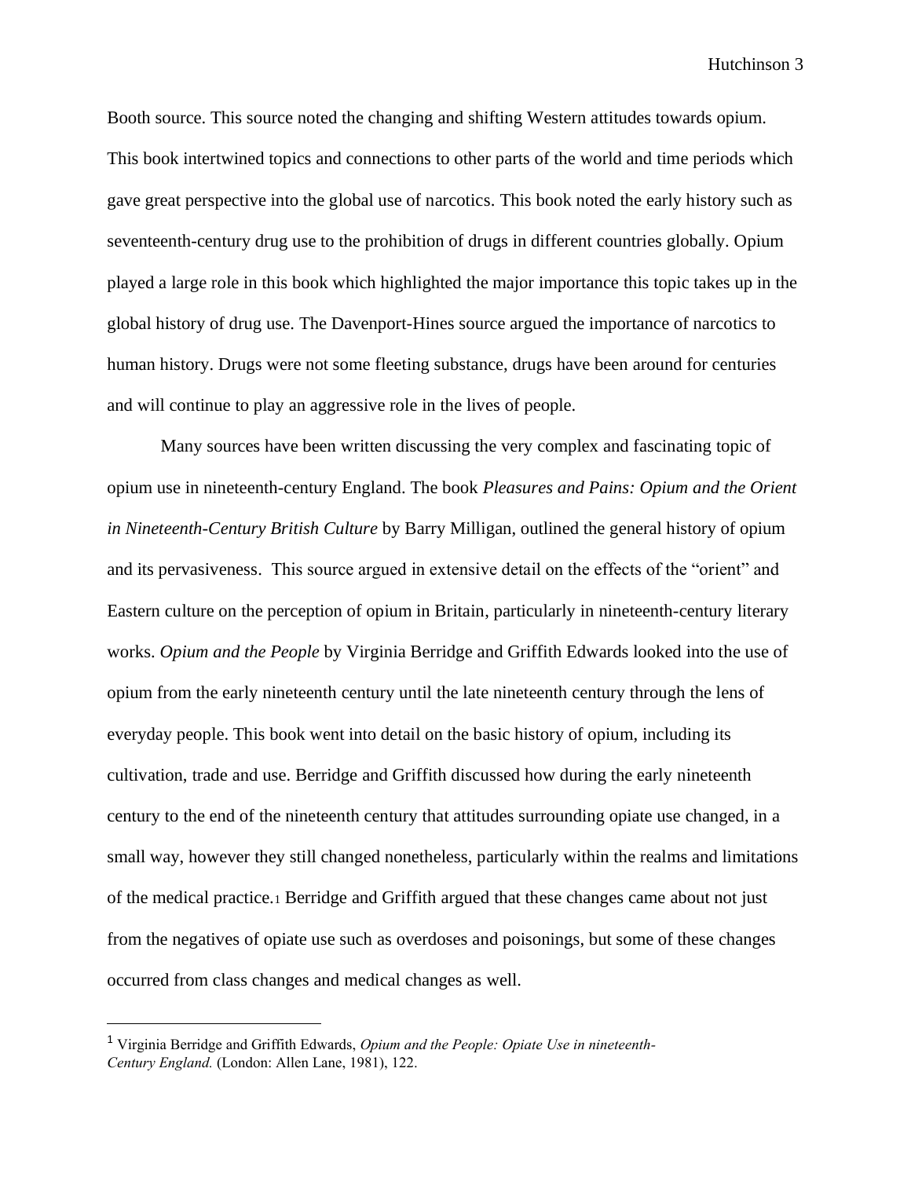Booth source. This source noted the changing and shifting Western attitudes towards opium. This book intertwined topics and connections to other parts of the world and time periods which gave great perspective into the global use of narcotics. This book noted the early history such as seventeenth-century drug use to the prohibition of drugs in different countries globally. Opium played a large role in this book which highlighted the major importance this topic takes up in the global history of drug use. The Davenport-Hines source argued the importance of narcotics to human history. Drugs were not some fleeting substance, drugs have been around for centuries and will continue to play an aggressive role in the lives of people.

Many sources have been written discussing the very complex and fascinating topic of opium use in nineteenth-century England. The book *Pleasures and Pains: Opium and the Orient in Nineteenth-Century British Culture* by Barry Milligan, outlined the general history of opium and its pervasiveness. This source argued in extensive detail on the effects of the "orient" and Eastern culture on the perception of opium in Britain, particularly in nineteenth-century literary works. *Opium and the People* by Virginia Berridge and Griffith Edwards looked into the use of opium from the early nineteenth century until the late nineteenth century through the lens of everyday people. This book went into detail on the basic history of opium, including its cultivation, trade and use. Berridge and Griffith discussed how during the early nineteenth century to the end of the nineteenth century that attitudes surrounding opiate use changed, in a small way, however they still changed nonetheless, particularly within the realms and limitations of the medical practice.[1] Berridge and Griffith argued that these changes came about not just from the negatives of opiate use such as overdoses and poisonings, but some of these changes occurred from class changes and medical changes as well.

---

[1] Virginia Berridge and Griffith Edwards, *Opium and the People: Opiate Use in nineteenth-Century England.* (London: Allen Lane, 1981), 122.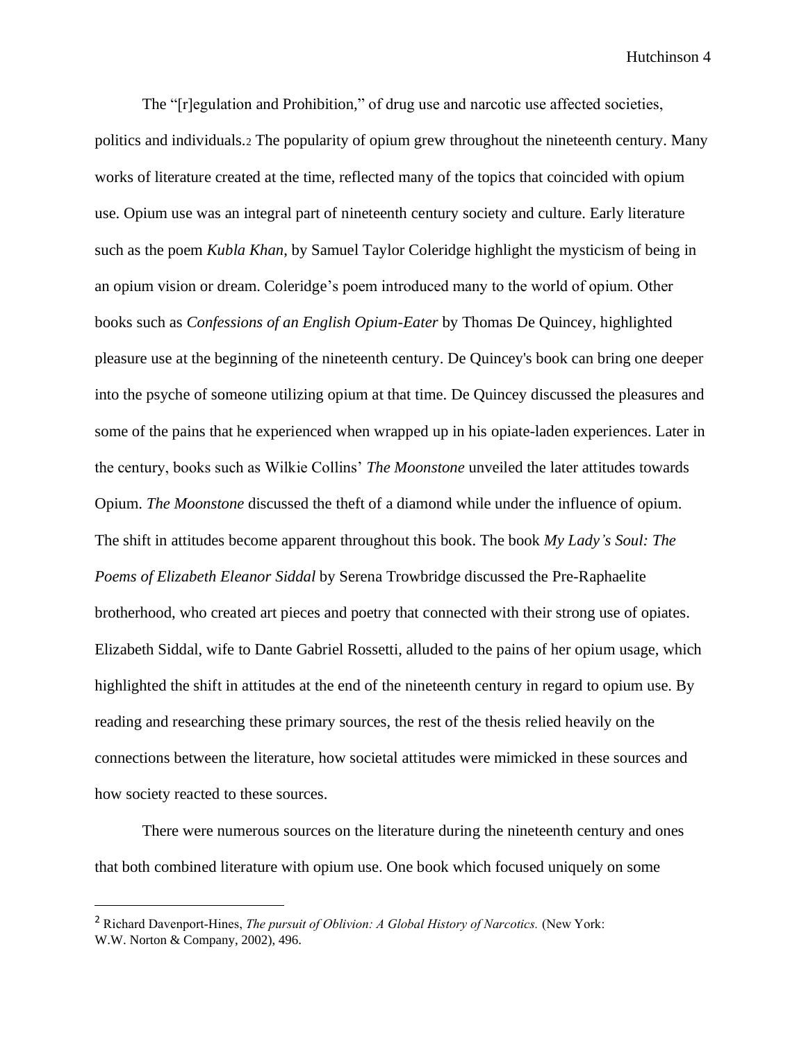The "[r]egulation and Prohibition," of drug use and narcotic use affected societies, politics and individuals.[2] The popularity of opium grew throughout the nineteenth century. Many works of literature created at the time, reflected many of the topics that coincided with opium use. Opium use was an integral part of nineteenth century society and culture. Early literature such as the poem *Kubla Khan*, by Samuel Taylor Coleridge highlight the mysticism of being in an opium vision or dream. Coleridge's poem introduced many to the world of opium. Other books such as *Confessions of an English Opium-Eater* by Thomas De Quincey, highlighted pleasure use at the beginning of the nineteenth century. De Quincey's book can bring one deeper into the psyche of someone utilizing opium at that time. De Quincey discussed the pleasures and some of the pains that he experienced when wrapped up in his opiate-laden experiences. Later in the century, books such as Wilkie Collins' *The Moonstone* unveiled the later attitudes towards Opium. *The Moonstone* discussed the theft of a diamond while under the influence of opium. The shift in attitudes become apparent throughout this book. The book *My Lady's Soul: The Poems of Elizabeth Eleanor Siddal* by Serena Trowbridge discussed the Pre-Raphaelite brotherhood, who created art pieces and poetry that connected with their strong use of opiates. Elizabeth Siddal, wife to Dante Gabriel Rossetti, alluded to the pains of her opium usage, which highlighted the shift in attitudes at the end of the nineteenth century in regard to opium use. By reading and researching these primary sources, the rest of the thesis relied heavily on the connections between the literature, how societal attitudes were mimicked in these sources and how society reacted to these sources.

There were numerous sources on the literature during the nineteenth century and ones that both combined literature with opium use. One book which focused uniquely on some

---

[2] Richard Davenport-Hines, *The pursuit of Oblivion: A Global History of Narcotics.* (New York: W.W. Norton & Company, 2002), 496.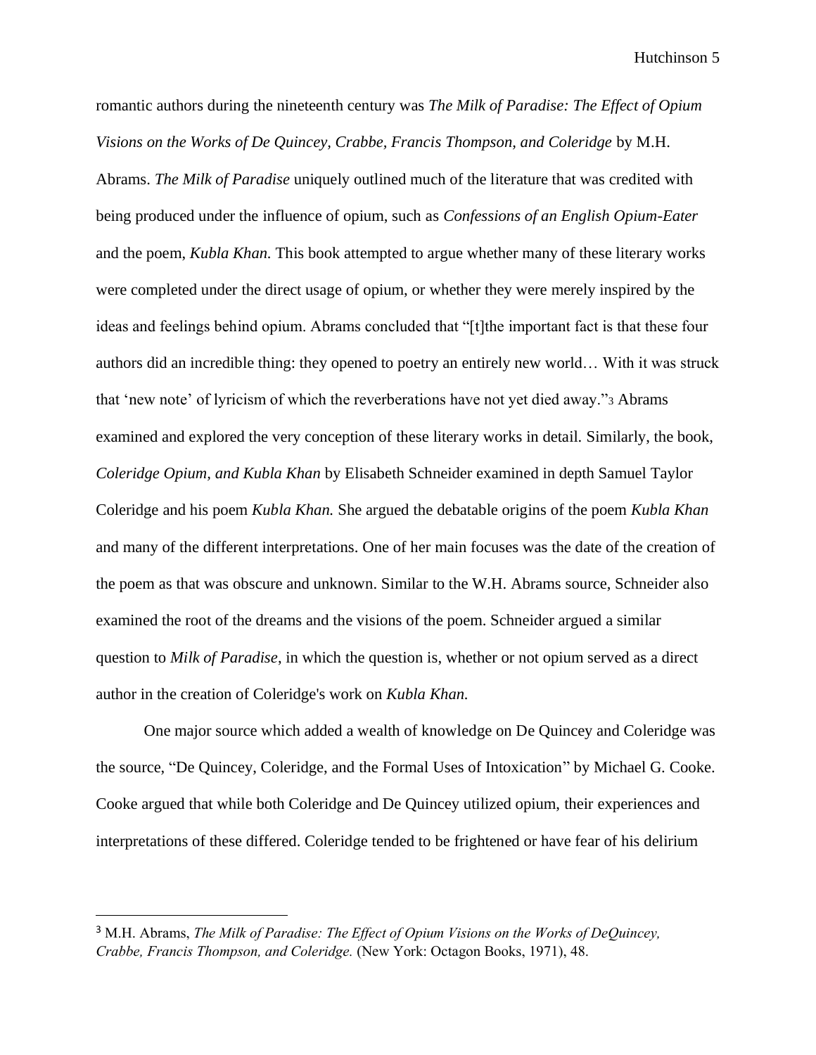romantic authors during the nineteenth century was *The Milk of Paradise: The Effect of Opium Visions on the Works of De Quincey, Crabbe, Francis Thompson, and Coleridge* by M.H. Abrams. *The Milk of Paradise* uniquely outlined much of the literature that was credited with being produced under the influence of opium, such as *Confessions of an English Opium-Eater* and the poem, *Kubla Khan.* This book attempted to argue whether many of these literary works were completed under the direct usage of opium, or whether they were merely inspired by the ideas and feelings behind opium. Abrams concluded that "[t]the important fact is that these four authors did an incredible thing: they opened to poetry an entirely new world… With it was struck that 'new note' of lyricism of which the reverberations have not yet died away."[3] Abrams examined and explored the very conception of these literary works in detail. Similarly, the book, *Coleridge Opium, and Kubla Khan* by Elisabeth Schneider examined in depth Samuel Taylor Coleridge and his poem *Kubla Khan.* She argued the debatable origins of the poem *Kubla Khan* and many of the different interpretations. One of her main focuses was the date of the creation of the poem as that was obscure and unknown. Similar to the W.H. Abrams source, Schneider also examined the root of the dreams and the visions of the poem. Schneider argued a similar question to *Milk of Paradise*, in which the question is, whether or not opium served as a direct author in the creation of Coleridge's work on *Kubla Khan.*

One major source which added a wealth of knowledge on De Quincey and Coleridge was the source, "De Quincey, Coleridge, and the Formal Uses of Intoxication" by Michael G. Cooke. Cooke argued that while both Coleridge and De Quincey utilized opium, their experiences and interpretations of these differed. Coleridge tended to be frightened or have fear of his delirium

---

[3] M.H. Abrams, *The Milk of Paradise: The Effect of Opium Visions on the Works of DeQuincey, Crabbe, Francis Thompson, and Coleridge.* (New York: Octagon Books, 1971), 48.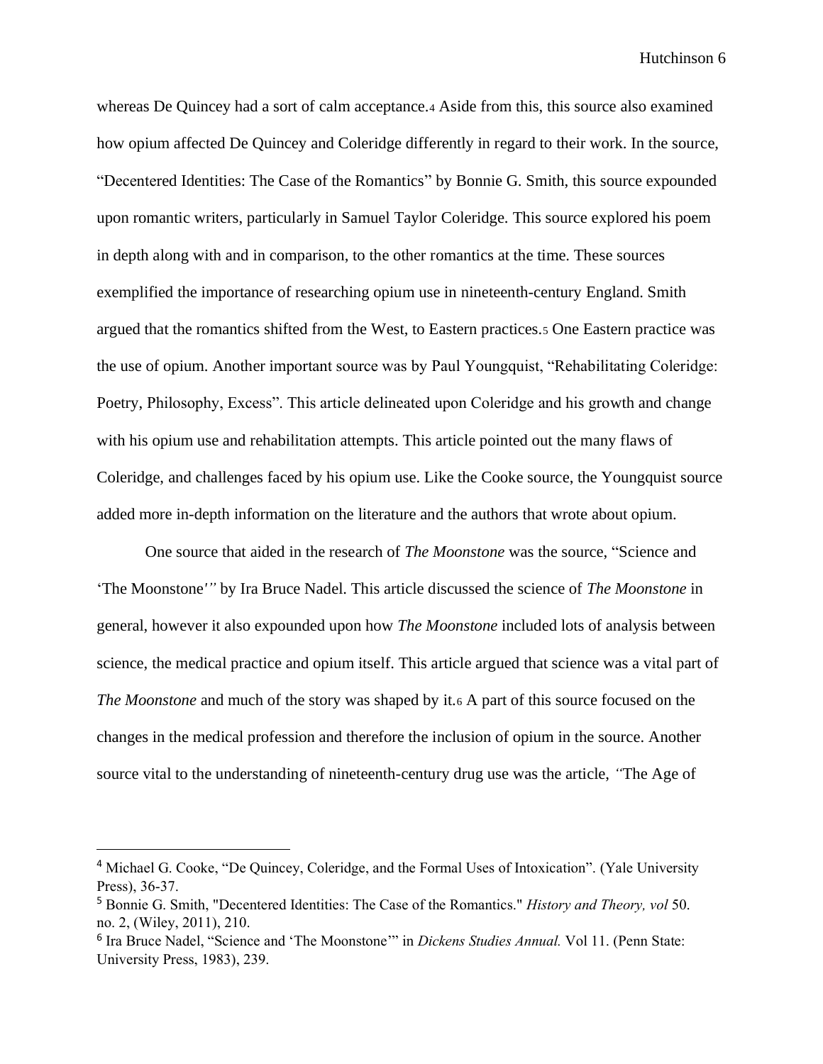whereas De Quincey had a sort of calm acceptance.[4] Aside from this, this source also examined how opium affected De Quincey and Coleridge differently in regard to their work. In the source, "Decentered Identities: The Case of the Romantics" by Bonnie G. Smith, this source expounded upon romantic writers, particularly in Samuel Taylor Coleridge. This source explored his poem in depth along with and in comparison, to the other romantics at the time. These sources exemplified the importance of researching opium use in nineteenth-century England. Smith argued that the romantics shifted from the West, to Eastern practices.[5] One Eastern practice was the use of opium. Another important source was by Paul Youngquist, "Rehabilitating Coleridge: Poetry, Philosophy, Excess". This article delineated upon Coleridge and his growth and change with his opium use and rehabilitation attempts. This article pointed out the many flaws of Coleridge, and challenges faced by his opium use. Like the Cooke source, the Youngquist source added more in-depth information on the literature and the authors that wrote about opium.

One source that aided in the research of *The Moonstone* was the source, "Science and 'The Moonstone'" by Ira Bruce Nadel. This article discussed the science of *The Moonstone* in general, however it also expounded upon how *The Moonstone* included lots of analysis between science, the medical practice and opium itself. This article argued that science was a vital part of *The Moonstone* and much of the story was shaped by it.[6] A part of this source focused on the changes in the medical profession and therefore the inclusion of opium in the source. Another source vital to the understanding of nineteenth-century drug use was the article, "The Age of

---

[4] Michael G. Cooke, "De Quincey, Coleridge, and the Formal Uses of Intoxication". (Yale University Press), 36-37.

[5] Bonnie G. Smith, "Decentered Identities: The Case of the Romantics." *History and Theory, vol* 50. no. 2, (Wiley, 2011), 210.

[6] Ira Bruce Nadel, "Science and 'The Moonstone'" in *Dickens Studies Annual.* Vol 11. (Penn State: University Press, 1983), 239.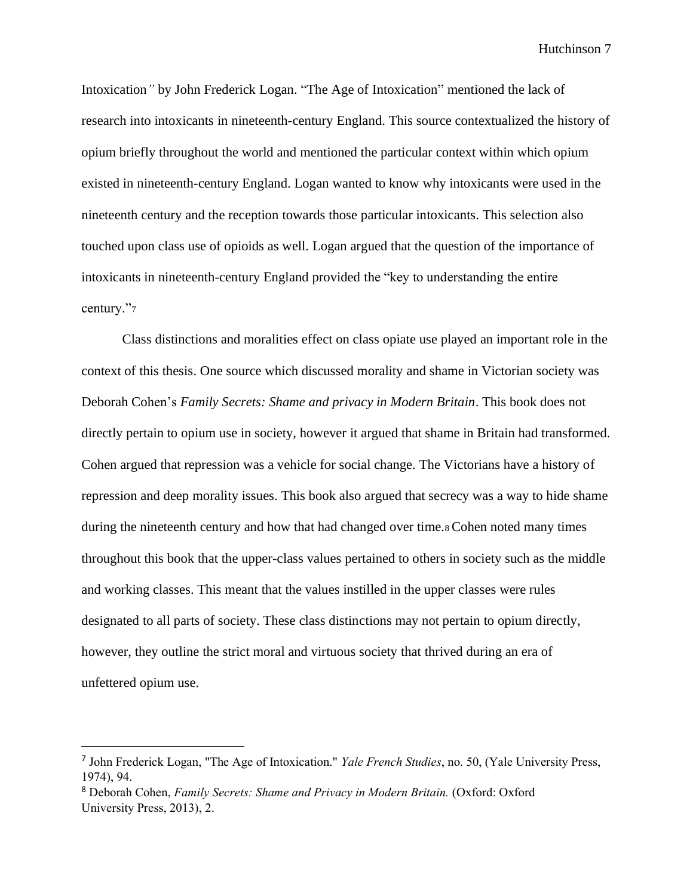Intoxication*"* by John Frederick Logan. "The Age of Intoxication" mentioned the lack of research into intoxicants in nineteenth-century England. This source contextualized the history of opium briefly throughout the world and mentioned the particular context within which opium existed in nineteenth-century England. Logan wanted to know why intoxicants were used in the nineteenth century and the reception towards those particular intoxicants. This selection also touched upon class use of opioids as well. Logan argued that the question of the importance of intoxicants in nineteenth-century England provided the "key to understanding the entire century."[7]

Class distinctions and moralities effect on class opiate use played an important role in the context of this thesis. One source which discussed morality and shame in Victorian society was Deborah Cohen's *Family Secrets: Shame and privacy in Modern Britain*. This book does not directly pertain to opium use in society, however it argued that shame in Britain had transformed. Cohen argued that repression was a vehicle for social change. The Victorians have a history of repression and deep morality issues. This book also argued that secrecy was a way to hide shame during the nineteenth century and how that had changed over time.[8] Cohen noted many times throughout this book that the upper-class values pertained to others in society such as the middle and working classes. This meant that the values instilled in the upper classes were rules designated to all parts of society. These class distinctions may not pertain to opium directly, however, they outline the strict moral and virtuous society that thrived during an era of unfettered opium use.

---

[7] John Frederick Logan, "The Age of Intoxication." *Yale French Studies*, no. 50, (Yale University Press, 1974), 94.

[8] Deborah Cohen, *Family Secrets: Shame and Privacy in Modern Britain.* (Oxford: Oxford University Press, 2013), 2.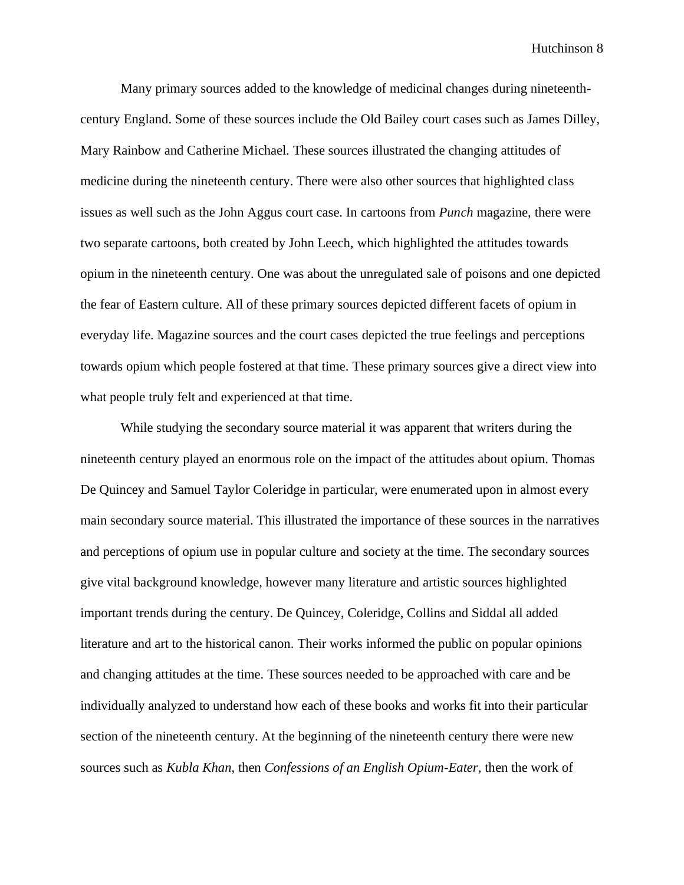Many primary sources added to the knowledge of medicinal changes during nineteenth-century England. Some of these sources include the Old Bailey court cases such as James Dilley, Mary Rainbow and Catherine Michael. These sources illustrated the changing attitudes of medicine during the nineteenth century. There were also other sources that highlighted class issues as well such as the John Aggus court case. In cartoons from *Punch* magazine, there were two separate cartoons, both created by John Leech, which highlighted the attitudes towards opium in the nineteenth century. One was about the unregulated sale of poisons and one depicted the fear of Eastern culture. All of these primary sources depicted different facets of opium in everyday life. Magazine sources and the court cases depicted the true feelings and perceptions towards opium which people fostered at that time. These primary sources give a direct view into what people truly felt and experienced at that time.

While studying the secondary source material it was apparent that writers during the nineteenth century played an enormous role on the impact of the attitudes about opium. Thomas De Quincey and Samuel Taylor Coleridge in particular, were enumerated upon in almost every main secondary source material. This illustrated the importance of these sources in the narratives and perceptions of opium use in popular culture and society at the time. The secondary sources give vital background knowledge, however many literature and artistic sources highlighted important trends during the century. De Quincey, Coleridge, Collins and Siddal all added literature and art to the historical canon. Their works informed the public on popular opinions and changing attitudes at the time. These sources needed to be approached with care and be individually analyzed to understand how each of these books and works fit into their particular section of the nineteenth century. At the beginning of the nineteenth century there were new sources such as *Kubla Khan*, then *Confessions of an English Opium-Eater*, then the work of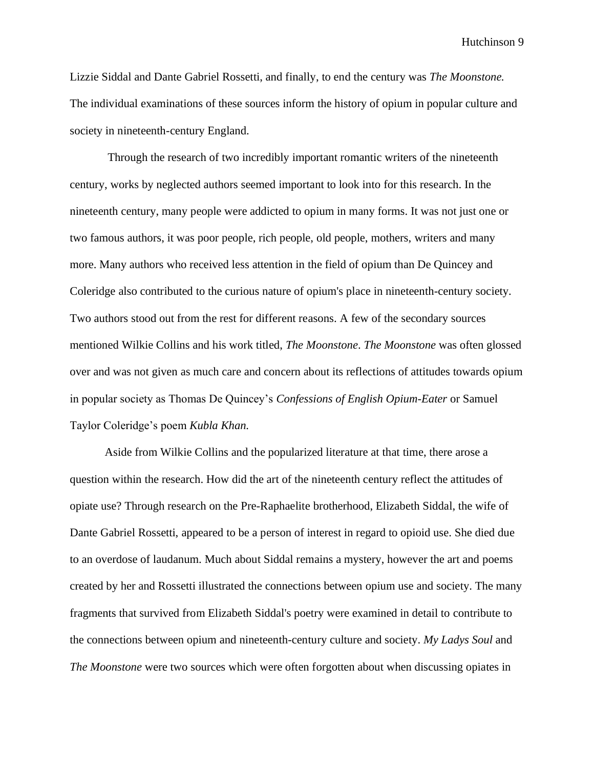Lizzie Siddal and Dante Gabriel Rossetti, and finally, to end the century was *The Moonstone.* The individual examinations of these sources inform the history of opium in popular culture and society in nineteenth-century England.

Through the research of two incredibly important romantic writers of the nineteenth century, works by neglected authors seemed important to look into for this research. In the nineteenth century, many people were addicted to opium in many forms. It was not just one or two famous authors, it was poor people, rich people, old people, mothers, writers and many more. Many authors who received less attention in the field of opium than De Quincey and Coleridge also contributed to the curious nature of opium's place in nineteenth-century society. Two authors stood out from the rest for different reasons. A few of the secondary sources mentioned Wilkie Collins and his work titled, *The Moonstone*. *The Moonstone* was often glossed over and was not given as much care and concern about its reflections of attitudes towards opium in popular society as Thomas De Quincey's *Confessions of English Opium-Eater* or Samuel Taylor Coleridge's poem *Kubla Khan.*

Aside from Wilkie Collins and the popularized literature at that time, there arose a question within the research. How did the art of the nineteenth century reflect the attitudes of opiate use? Through research on the Pre-Raphaelite brotherhood, Elizabeth Siddal, the wife of Dante Gabriel Rossetti, appeared to be a person of interest in regard to opioid use. She died due to an overdose of laudanum. Much about Siddal remains a mystery, however the art and poems created by her and Rossetti illustrated the connections between opium use and society. The many fragments that survived from Elizabeth Siddal's poetry were examined in detail to contribute to the connections between opium and nineteenth-century culture and society. *My Ladys Soul* and *The Moonstone* were two sources which were often forgotten about when discussing opiates in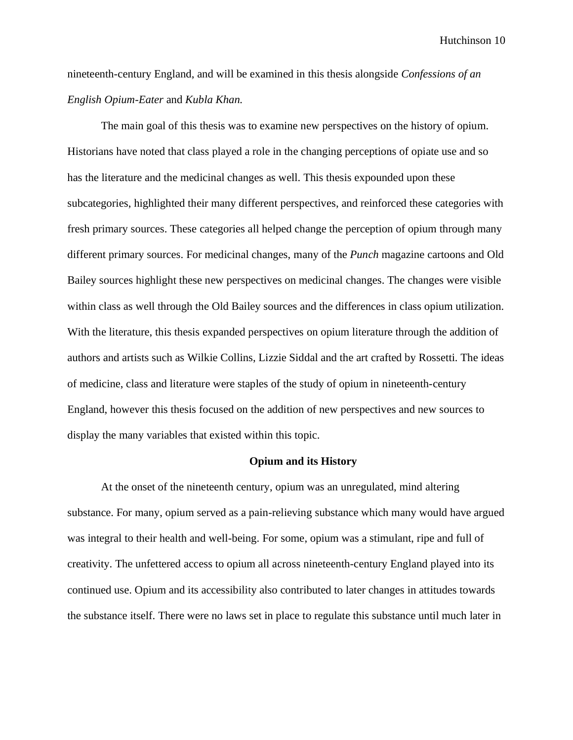nineteenth-century England, and will be examined in this thesis alongside *Confessions of an English Opium-Eater* and *Kubla Khan.*

The main goal of this thesis was to examine new perspectives on the history of opium. Historians have noted that class played a role in the changing perceptions of opiate use and so has the literature and the medicinal changes as well. This thesis expounded upon these subcategories, highlighted their many different perspectives, and reinforced these categories with fresh primary sources. These categories all helped change the perception of opium through many different primary sources. For medicinal changes, many of the *Punch* magazine cartoons and Old Bailey sources highlight these new perspectives on medicinal changes. The changes were visible within class as well through the Old Bailey sources and the differences in class opium utilization. With the literature, this thesis expanded perspectives on opium literature through the addition of authors and artists such as Wilkie Collins, Lizzie Siddal and the art crafted by Rossetti. The ideas of medicine, class and literature were staples of the study of opium in nineteenth-century England, however this thesis focused on the addition of new perspectives and new sources to display the many variables that existed within this topic.

## Opium and its History

At the onset of the nineteenth century, opium was an unregulated, mind altering substance. For many, opium served as a pain-relieving substance which many would have argued was integral to their health and well-being. For some, opium was a stimulant, ripe and full of creativity. The unfettered access to opium all across nineteenth-century England played into its continued use. Opium and its accessibility also contributed to later changes in attitudes towards the substance itself. There were no laws set in place to regulate this substance until much later in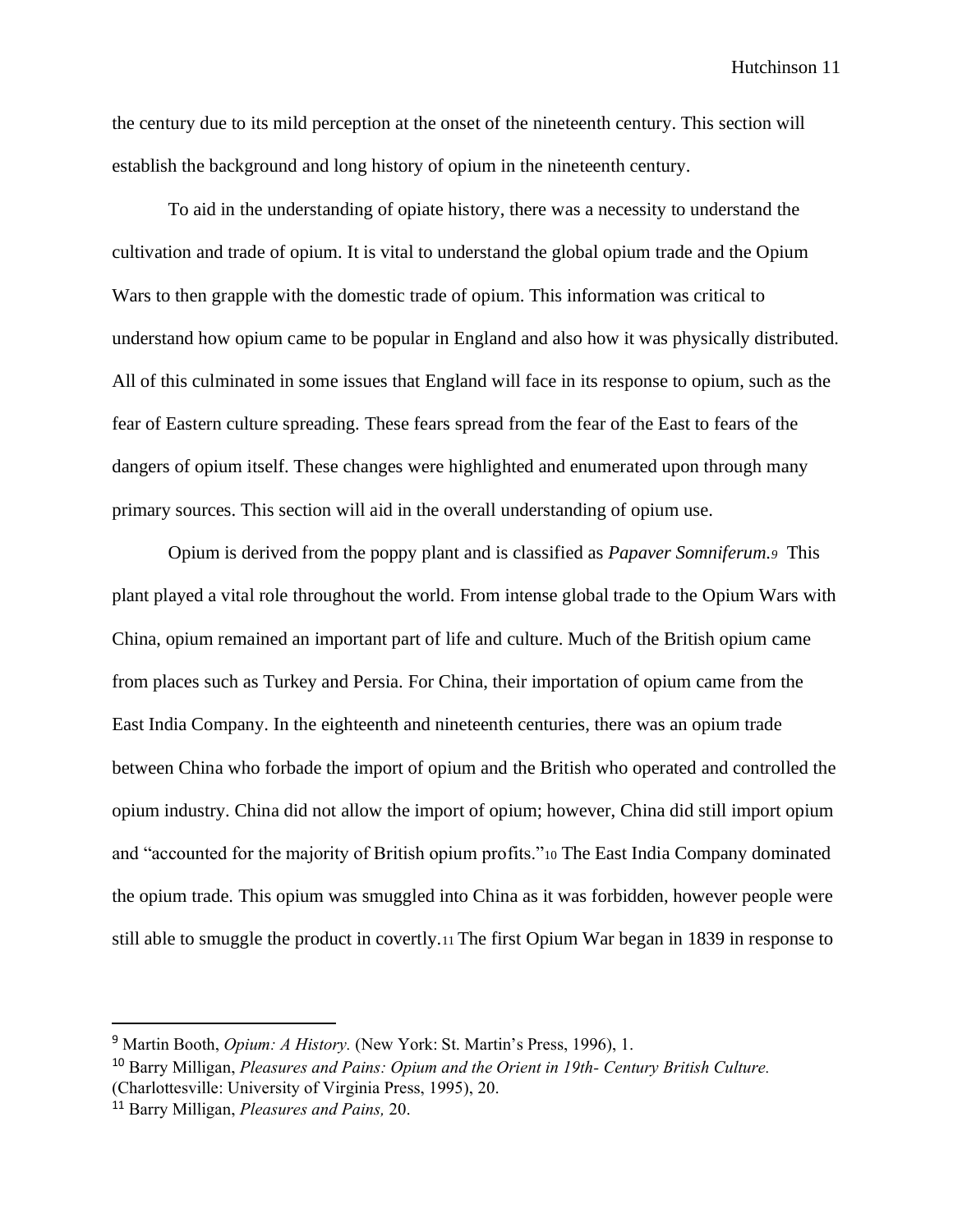the century due to its mild perception at the onset of the nineteenth century. This section will establish the background and long history of opium in the nineteenth century.

To aid in the understanding of opiate history, there was a necessity to understand the cultivation and trade of opium. It is vital to understand the global opium trade and the Opium Wars to then grapple with the domestic trade of opium. This information was critical to understand how opium came to be popular in England and also how it was physically distributed. All of this culminated in some issues that England will face in its response to opium, such as the fear of Eastern culture spreading. These fears spread from the fear of the East to fears of the dangers of opium itself. These changes were highlighted and enumerated upon through many primary sources. This section will aid in the overall understanding of opium use.

Opium is derived from the poppy plant and is classified as *Papaver Somniferum.*[9] This plant played a vital role throughout the world. From intense global trade to the Opium Wars with China, opium remained an important part of life and culture. Much of the British opium came from places such as Turkey and Persia. For China, their importation of opium came from the East India Company. In the eighteenth and nineteenth centuries, there was an opium trade between China who forbade the import of opium and the British who operated and controlled the opium industry. China did not allow the import of opium; however, China did still import opium and "accounted for the majority of British opium profits."[10] The East India Company dominated the opium trade. This opium was smuggled into China as it was forbidden, however people were still able to smuggle the product in covertly.[11] The first Opium War began in 1839 in response to

---

[9] Martin Booth, *Opium: A History.* (New York: St. Martin's Press, 1996), 1.

[10] Barry Milligan, *Pleasures and Pains: Opium and the Orient in 19th- Century British Culture.* (Charlottesville: University of Virginia Press, 1995), 20.

[11] Barry Milligan, *Pleasures and Pains,* 20.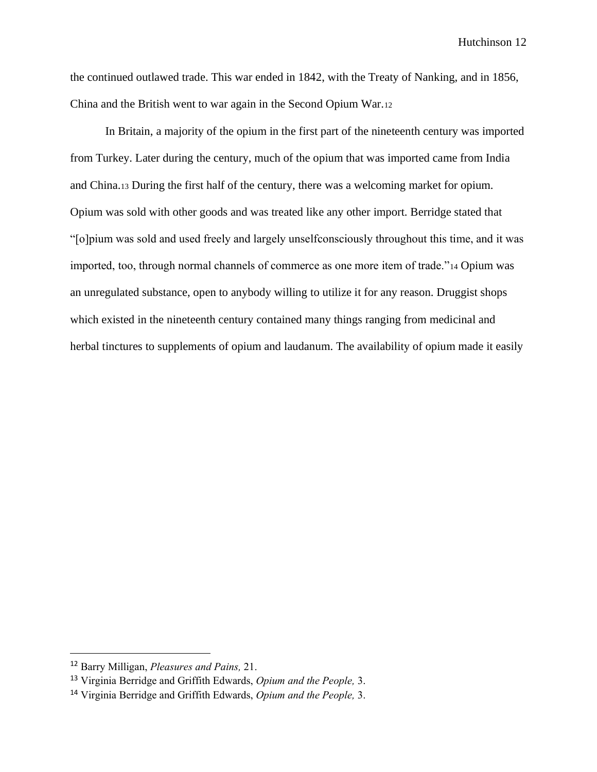the continued outlawed trade. This war ended in 1842, with the Treaty of Nanking, and in 1856, China and the British went to war again in the Second Opium War.[12]

In Britain, a majority of the opium in the first part of the nineteenth century was imported from Turkey. Later during the century, much of the opium that was imported came from India and China.[13] During the first half of the century, there was a welcoming market for opium. Opium was sold with other goods and was treated like any other import. Berridge stated that "[o]pium was sold and used freely and largely unselfconsciously throughout this time, and it was imported, too, through normal channels of commerce as one more item of trade."[14] Opium was an unregulated substance, open to anybody willing to utilize it for any reason. Druggist shops which existed in the nineteenth century contained many things ranging from medicinal and herbal tinctures to supplements of opium and laudanum. The availability of opium made it easily

---

[12] Barry Milligan, *Pleasures and Pains,* 21.

[13] Virginia Berridge and Griffith Edwards, *Opium and the People,* 3.

[14] Virginia Berridge and Griffith Edwards, *Opium and the People,* 3.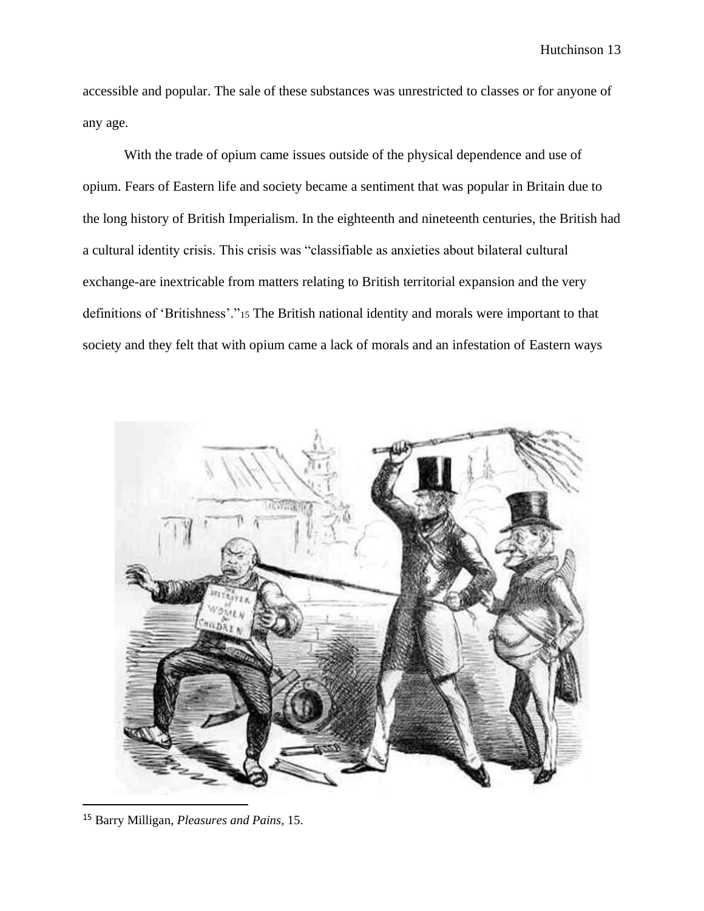accessible and popular. The sale of these substances was unrestricted to classes or for anyone of any age.

With the trade of opium came issues outside of the physical dependence and use of opium. Fears of Eastern life and society became a sentiment that was popular in Britain due to the long history of British Imperialism. In the eighteenth and nineteenth centuries, the British had a cultural identity crisis. This crisis was "classifiable as anxieties about bilateral cultural exchange-are inextricable from matters relating to British territorial expansion and the very definitions of 'Britishness'."[15] The British national identity and morals were important to that society and they felt that with opium came a lack of morals and an infestation of Eastern ways

[15] Barry Milligan, *Pleasures and Pains*, 15.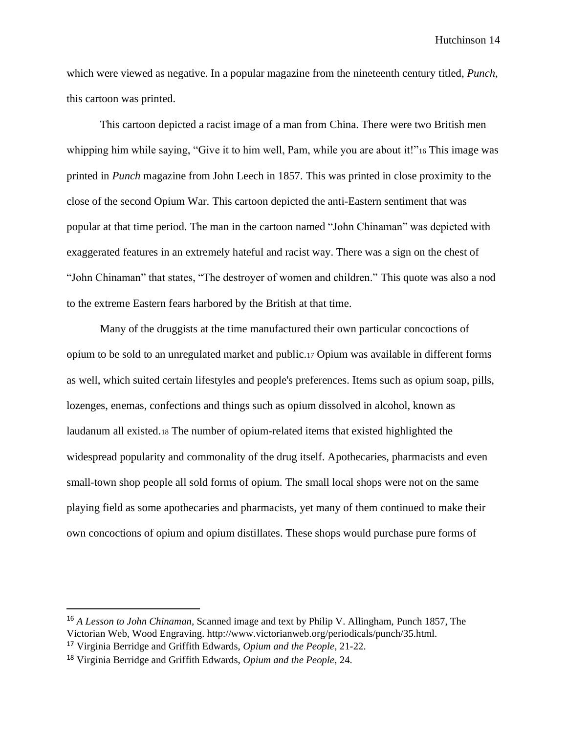which were viewed as negative. In a popular magazine from the nineteenth century titled, *Punch*, this cartoon was printed.

This cartoon depicted a racist image of a man from China. There were two British men whipping him while saying, "Give it to him well, Pam, while you are about it!"[16] This image was printed in *Punch* magazine from John Leech in 1857. This was printed in close proximity to the close of the second Opium War. This cartoon depicted the anti-Eastern sentiment that was popular at that time period. The man in the cartoon named "John Chinaman" was depicted with exaggerated features in an extremely hateful and racist way. There was a sign on the chest of "John Chinaman" that states, "The destroyer of women and children." This quote was also a nod to the extreme Eastern fears harbored by the British at that time.

Many of the druggists at the time manufactured their own particular concoctions of opium to be sold to an unregulated market and public.[17] Opium was available in different forms as well, which suited certain lifestyles and people's preferences. Items such as opium soap, pills, lozenges, enemas, confections and things such as opium dissolved in alcohol, known as laudanum all existed.[18] The number of opium-related items that existed highlighted the widespread popularity and commonality of the drug itself. Apothecaries, pharmacists and even small-town shop people all sold forms of opium. The small local shops were not on the same playing field as some apothecaries and pharmacists, yet many of them continued to make their own concoctions of opium and opium distillates. These shops would purchase pure forms of

---

[16] *A Lesson to John Chinaman,* Scanned image and text by Philip V. Allingham, Punch 1857, The Victorian Web, Wood Engraving. http://www.victorianweb.org/periodicals/punch/35.html.

[17] Virginia Berridge and Griffith Edwards, *Opium and the People,* 21-22.

[18] Virginia Berridge and Griffith Edwards, *Opium and the People,* 24.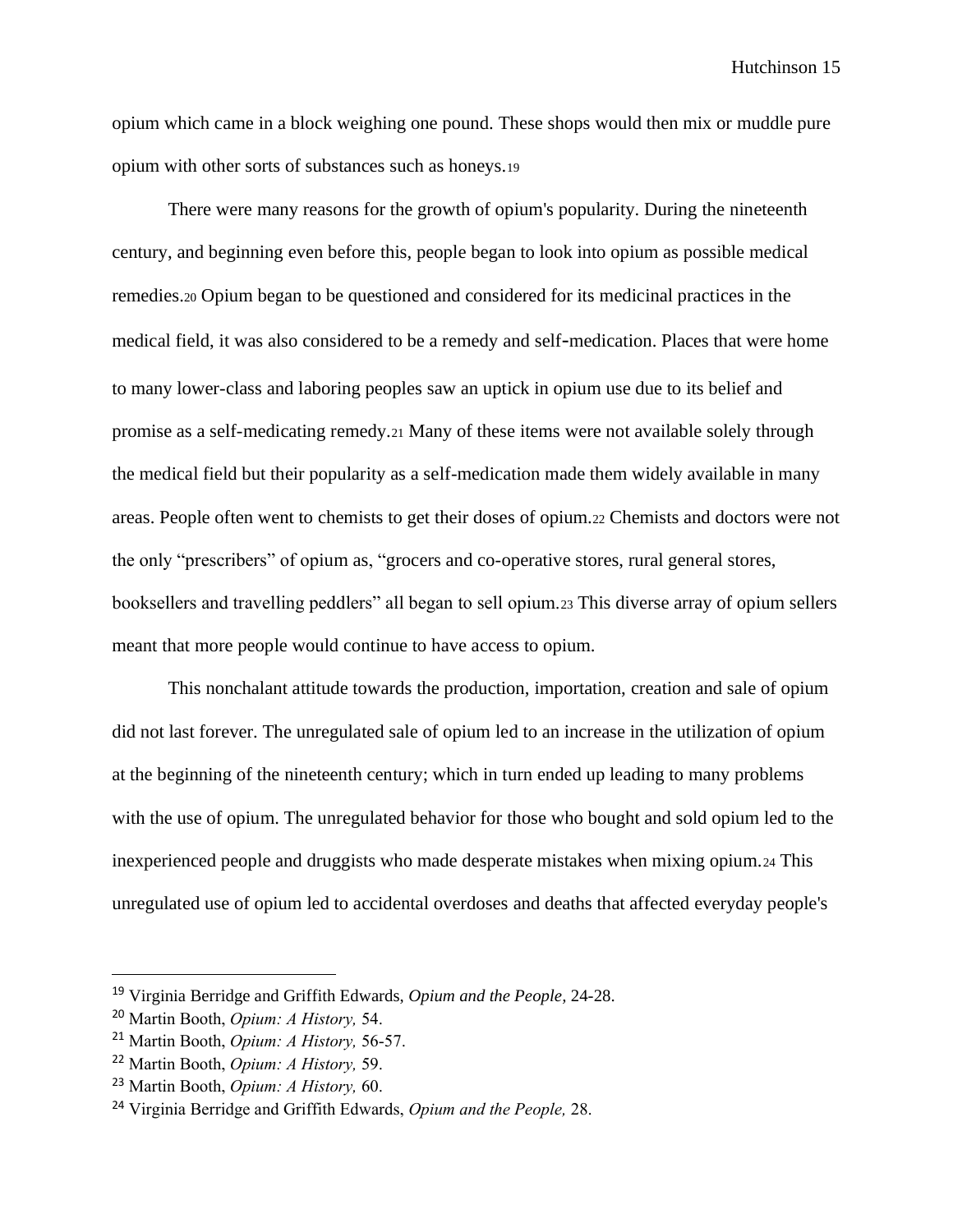opium which came in a block weighing one pound. These shops would then mix or muddle pure opium with other sorts of substances such as honeys.[19]

There were many reasons for the growth of opium's popularity. During the nineteenth century, and beginning even before this, people began to look into opium as possible medical remedies.[20] Opium began to be questioned and considered for its medicinal practices in the medical field, it was also considered to be a remedy and self-medication. Places that were home to many lower-class and laboring peoples saw an uptick in opium use due to its belief and promise as a self-medicating remedy.[21] Many of these items were not available solely through the medical field but their popularity as a self-medication made them widely available in many areas. People often went to chemists to get their doses of opium.[22] Chemists and doctors were not the only "prescribers" of opium as, "grocers and co-operative stores, rural general stores, booksellers and travelling peddlers" all began to sell opium.[23] This diverse array of opium sellers meant that more people would continue to have access to opium.

This nonchalant attitude towards the production, importation, creation and sale of opium did not last forever. The unregulated sale of opium led to an increase in the utilization of opium at the beginning of the nineteenth century; which in turn ended up leading to many problems with the use of opium. The unregulated behavior for those who bought and sold opium led to the inexperienced people and druggists who made desperate mistakes when mixing opium.[24] This unregulated use of opium led to accidental overdoses and deaths that affected everyday people's

---

[19] Virginia Berridge and Griffith Edwards, *Opium and the People*, 24-28.

[20] Martin Booth, *Opium: A History,* 54.

[21] Martin Booth, *Opium: A History,* 56-57.

[22] Martin Booth, *Opium: A History,* 59.

[23] Martin Booth, *Opium: A History,* 60.

[24] Virginia Berridge and Griffith Edwards, *Opium and the People,* 28.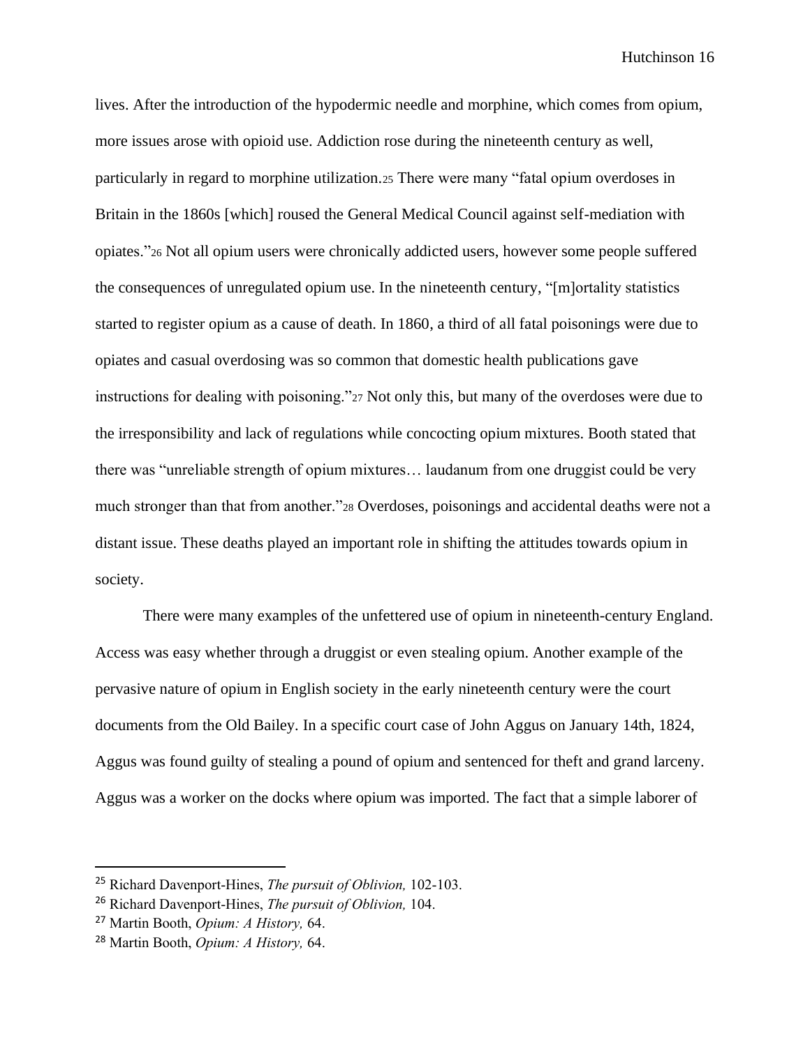lives. After the introduction of the hypodermic needle and morphine, which comes from opium, more issues arose with opioid use. Addiction rose during the nineteenth century as well, particularly in regard to morphine utilization.[25] There were many "fatal opium overdoses in Britain in the 1860s [which] roused the General Medical Council against self-mediation with opiates."[26] Not all opium users were chronically addicted users, however some people suffered the consequences of unregulated opium use. In the nineteenth century, "[m]ortality statistics started to register opium as a cause of death. In 1860, a third of all fatal poisonings were due to opiates and casual overdosing was so common that domestic health publications gave instructions for dealing with poisoning."[27] Not only this, but many of the overdoses were due to the irresponsibility and lack of regulations while concocting opium mixtures. Booth stated that there was "unreliable strength of opium mixtures… laudanum from one druggist could be very much stronger than that from another."[28] Overdoses, poisonings and accidental deaths were not a distant issue. These deaths played an important role in shifting the attitudes towards opium in society.

There were many examples of the unfettered use of opium in nineteenth-century England. Access was easy whether through a druggist or even stealing opium. Another example of the pervasive nature of opium in English society in the early nineteenth century were the court documents from the Old Bailey. In a specific court case of John Aggus on January 14th, 1824, Aggus was found guilty of stealing a pound of opium and sentenced for theft and grand larceny. Aggus was a worker on the docks where opium was imported. The fact that a simple laborer of

---

[25] Richard Davenport-Hines, *The pursuit of Oblivion,* 102-103.

[26] Richard Davenport-Hines, *The pursuit of Oblivion,* 104.

[27] Martin Booth, *Opium: A History,* 64.

[28] Martin Booth, *Opium: A History,* 64.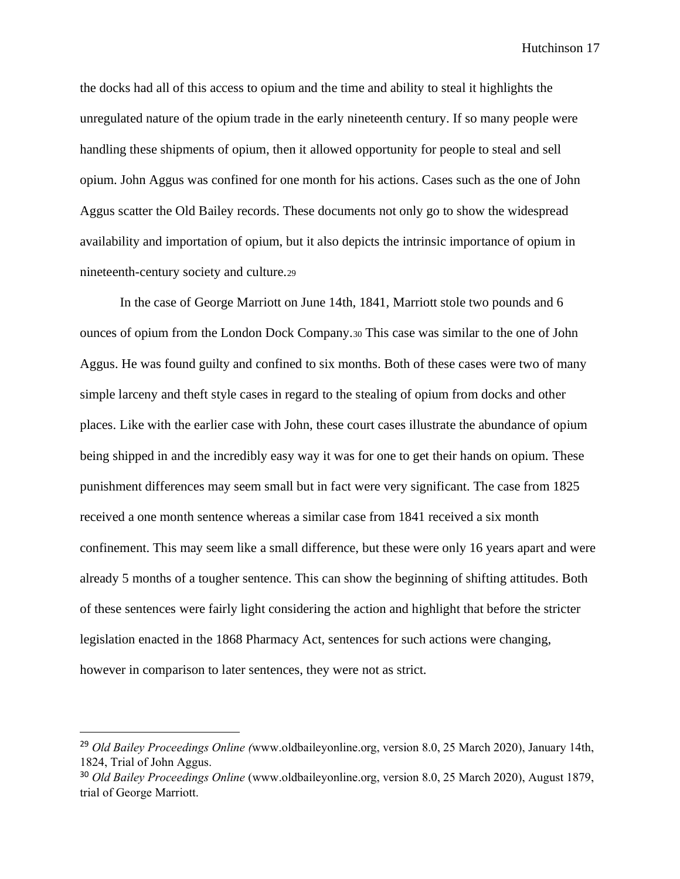the docks had all of this access to opium and the time and ability to steal it highlights the unregulated nature of the opium trade in the early nineteenth century. If so many people were handling these shipments of opium, then it allowed opportunity for people to steal and sell opium. John Aggus was confined for one month for his actions. Cases such as the one of John Aggus scatter the Old Bailey records. These documents not only go to show the widespread availability and importation of opium, but it also depicts the intrinsic importance of opium in nineteenth-century society and culture.[29]

In the case of George Marriott on June 14th, 1841, Marriott stole two pounds and 6 ounces of opium from the London Dock Company.[30] This case was similar to the one of John Aggus. He was found guilty and confined to six months. Both of these cases were two of many simple larceny and theft style cases in regard to the stealing of opium from docks and other places. Like with the earlier case with John, these court cases illustrate the abundance of opium being shipped in and the incredibly easy way it was for one to get their hands on opium. These punishment differences may seem small but in fact were very significant. The case from 1825 received a one month sentence whereas a similar case from 1841 received a six month confinement. This may seem like a small difference, but these were only 16 years apart and were already 5 months of a tougher sentence. This can show the beginning of shifting attitudes. Both of these sentences were fairly light considering the action and highlight that before the stricter legislation enacted in the 1868 Pharmacy Act, sentences for such actions were changing, however in comparison to later sentences, they were not as strict.

---

[29] *Old Bailey Proceedings Online (*www.oldbaileyonline.org, version 8.0, 25 March 2020), January 14th, 1824, Trial of John Aggus.

[30] *Old Bailey Proceedings Online* (www.oldbaileyonline.org, version 8.0, 25 March 2020), August 1879, trial of George Marriott.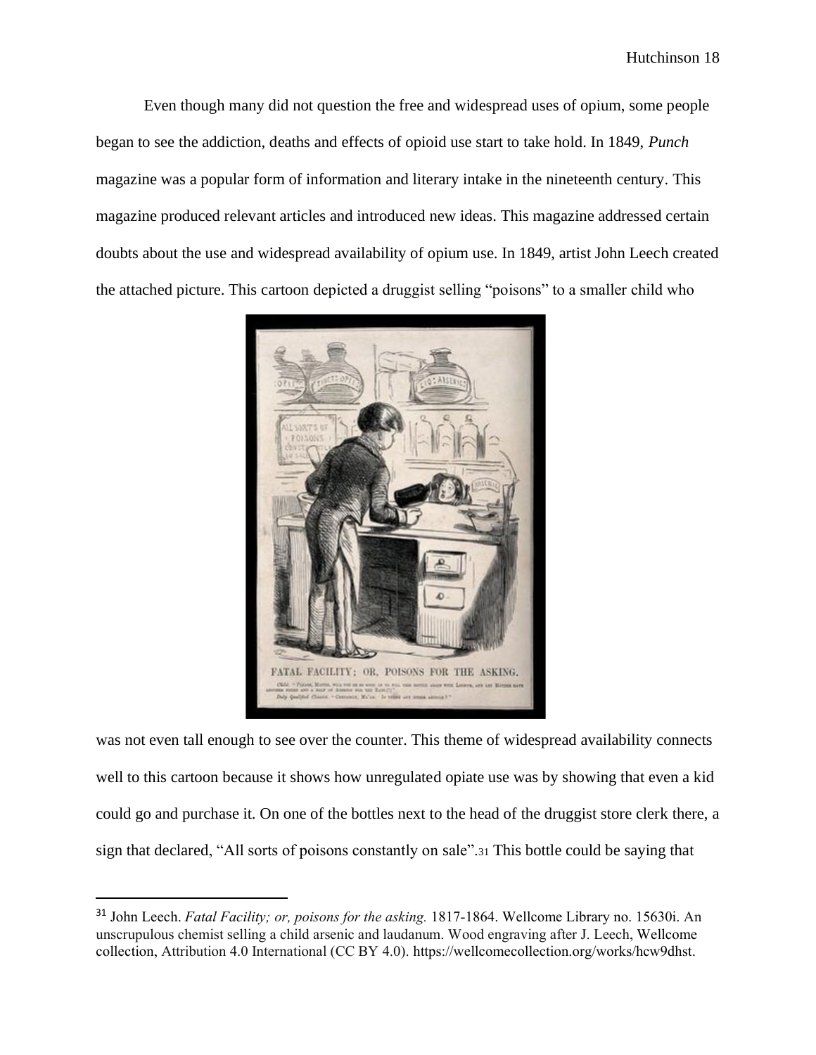Even though many did not question the free and widespread uses of opium, some people began to see the addiction, deaths and effects of opioid use start to take hold. In 1849, *Punch* magazine was a popular form of information and literary intake in the nineteenth century. This magazine produced relevant articles and introduced new ideas. This magazine addressed certain doubts about the use and widespread availability of opium use. In 1849, artist John Leech created the attached picture. This cartoon depicted a druggist selling "poisons" to a smaller child who was not even tall enough to see over the counter. This theme of widespread availability connects well to this cartoon because it shows how unregulated opiate use was by showing that even a kid could go and purchase it. On one of the bottles next to the head of the druggist store clerk there, a sign that declared, "All sorts of poisons constantly on sale".[31] This bottle could be saying that

[31] John Leech. *Fatal Facility; or, poisons for the asking.* 1817-1864. Wellcome Library no. 15630i. An unscrupulous chemist selling a child arsenic and laudanum. Wood engraving after J. Leech, Wellcome collection, Attribution 4.0 International (CC BY 4.0). https://wellcomecollection.org/works/hcw9dhst.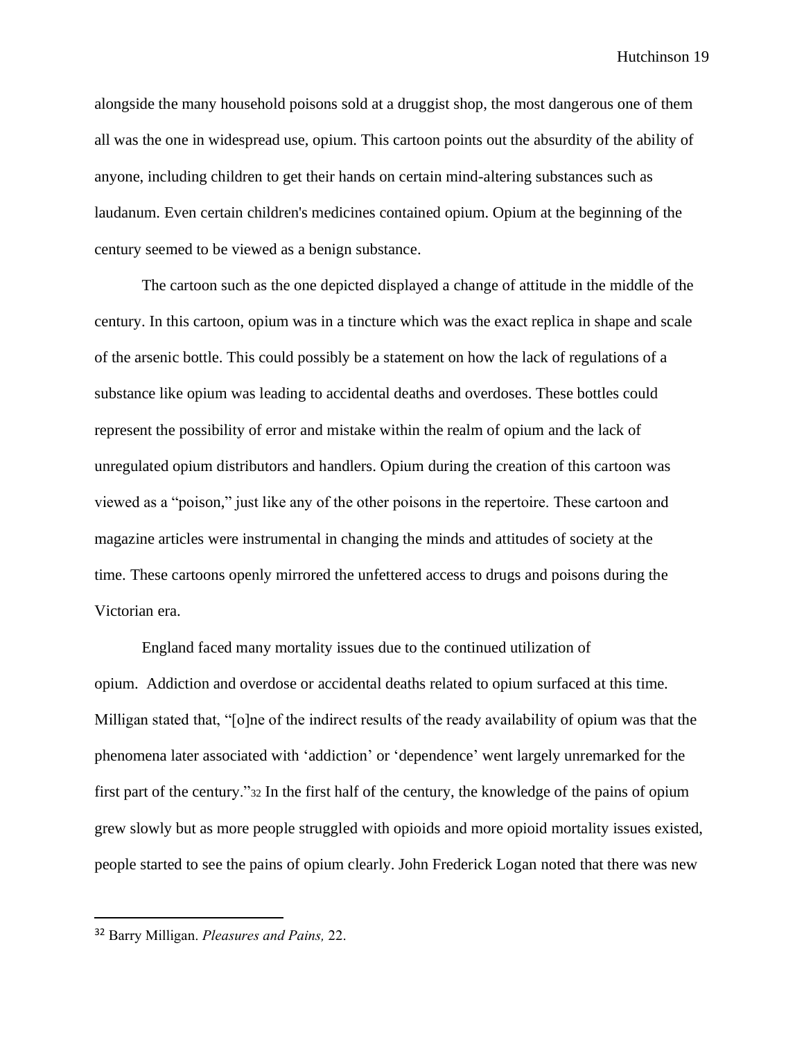alongside the many household poisons sold at a druggist shop, the most dangerous one of them all was the one in widespread use, opium. This cartoon points out the absurdity of the ability of anyone, including children to get their hands on certain mind-altering substances such as laudanum. Even certain children's medicines contained opium. Opium at the beginning of the century seemed to be viewed as a benign substance.

The cartoon such as the one depicted displayed a change of attitude in the middle of the century. In this cartoon, opium was in a tincture which was the exact replica in shape and scale of the arsenic bottle. This could possibly be a statement on how the lack of regulations of a substance like opium was leading to accidental deaths and overdoses. These bottles could represent the possibility of error and mistake within the realm of opium and the lack of unregulated opium distributors and handlers. Opium during the creation of this cartoon was viewed as a "poison," just like any of the other poisons in the repertoire. These cartoon and magazine articles were instrumental in changing the minds and attitudes of society at the time. These cartoons openly mirrored the unfettered access to drugs and poisons during the Victorian era.

England faced many mortality issues due to the continued utilization of opium. Addiction and overdose or accidental deaths related to opium surfaced at this time. Milligan stated that, "[o]ne of the indirect results of the ready availability of opium was that the phenomena later associated with 'addiction' or 'dependence' went largely unremarked for the first part of the century."[32] In the first half of the century, the knowledge of the pains of opium grew slowly but as more people struggled with opioids and more opioid mortality issues existed, people started to see the pains of opium clearly. John Frederick Logan noted that there was new

---

[32] Barry Milligan. *Pleasures and Pains,* 22.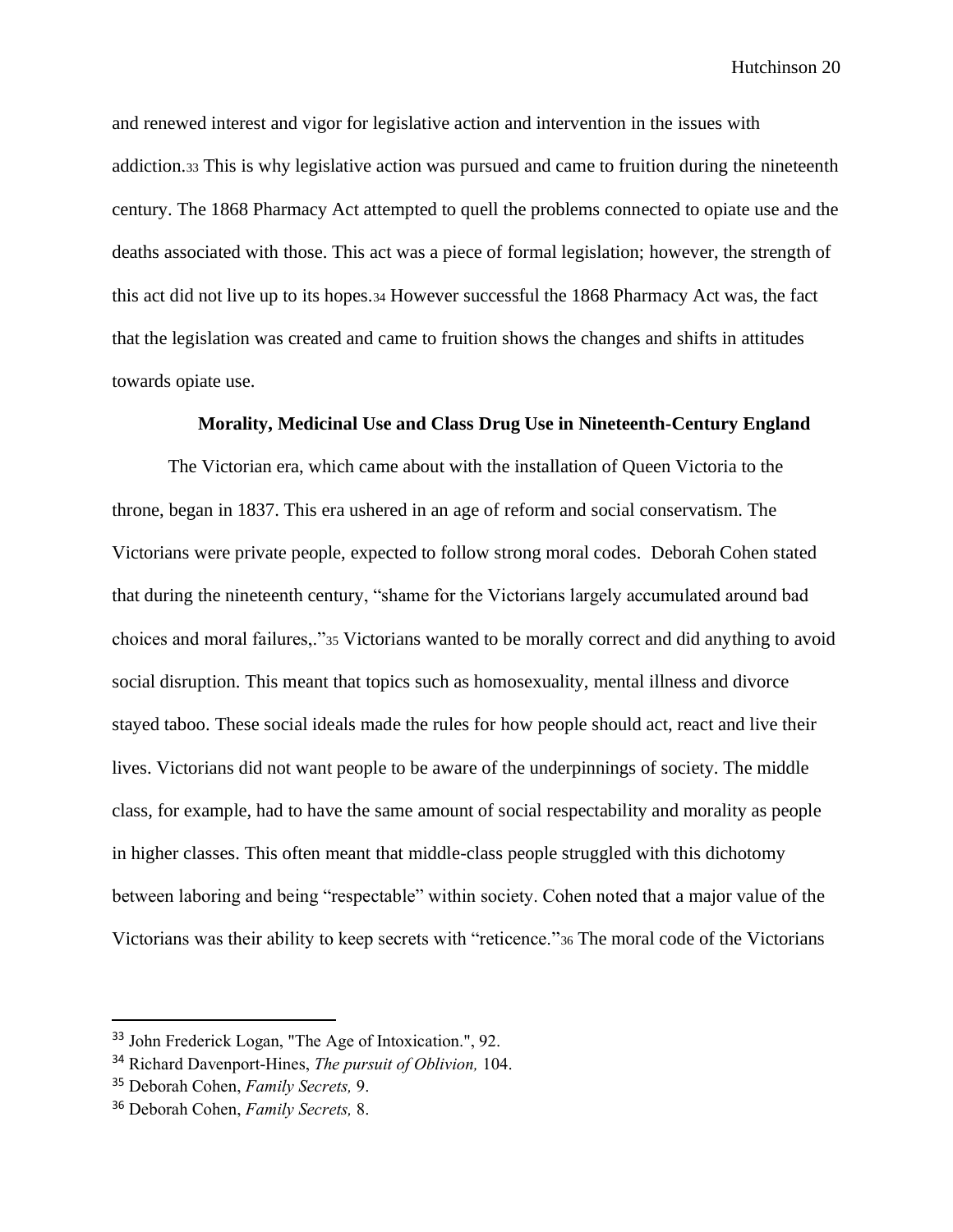and renewed interest and vigor for legislative action and intervention in the issues with addiction.[33] This is why legislative action was pursued and came to fruition during the nineteenth century. The 1868 Pharmacy Act attempted to quell the problems connected to opiate use and the deaths associated with those. This act was a piece of formal legislation; however, the strength of this act did not live up to its hopes.[34] However successful the 1868 Pharmacy Act was, the fact that the legislation was created and came to fruition shows the changes and shifts in attitudes towards opiate use.

### Morality, Medicinal Use and Class Drug Use in Nineteenth-Century England

The Victorian era, which came about with the installation of Queen Victoria to the throne, began in 1837. This era ushered in an age of reform and social conservatism. The Victorians were private people, expected to follow strong moral codes. Deborah Cohen stated that during the nineteenth century, "shame for the Victorians largely accumulated around bad choices and moral failures,."[35] Victorians wanted to be morally correct and did anything to avoid social disruption. This meant that topics such as homosexuality, mental illness and divorce stayed taboo. These social ideals made the rules for how people should act, react and live their lives. Victorians did not want people to be aware of the underpinnings of society. The middle class, for example, had to have the same amount of social respectability and morality as people in higher classes. This often meant that middle-class people struggled with this dichotomy between laboring and being "respectable" within society. Cohen noted that a major value of the Victorians was their ability to keep secrets with "reticence."[36] The moral code of the Victorians

---

[33] John Frederick Logan, "The Age of Intoxication.", 92.

[34] Richard Davenport-Hines, *The pursuit of Oblivion,* 104.

[35] Deborah Cohen, *Family Secrets,* 9.

[36] Deborah Cohen, *Family Secrets,* 8.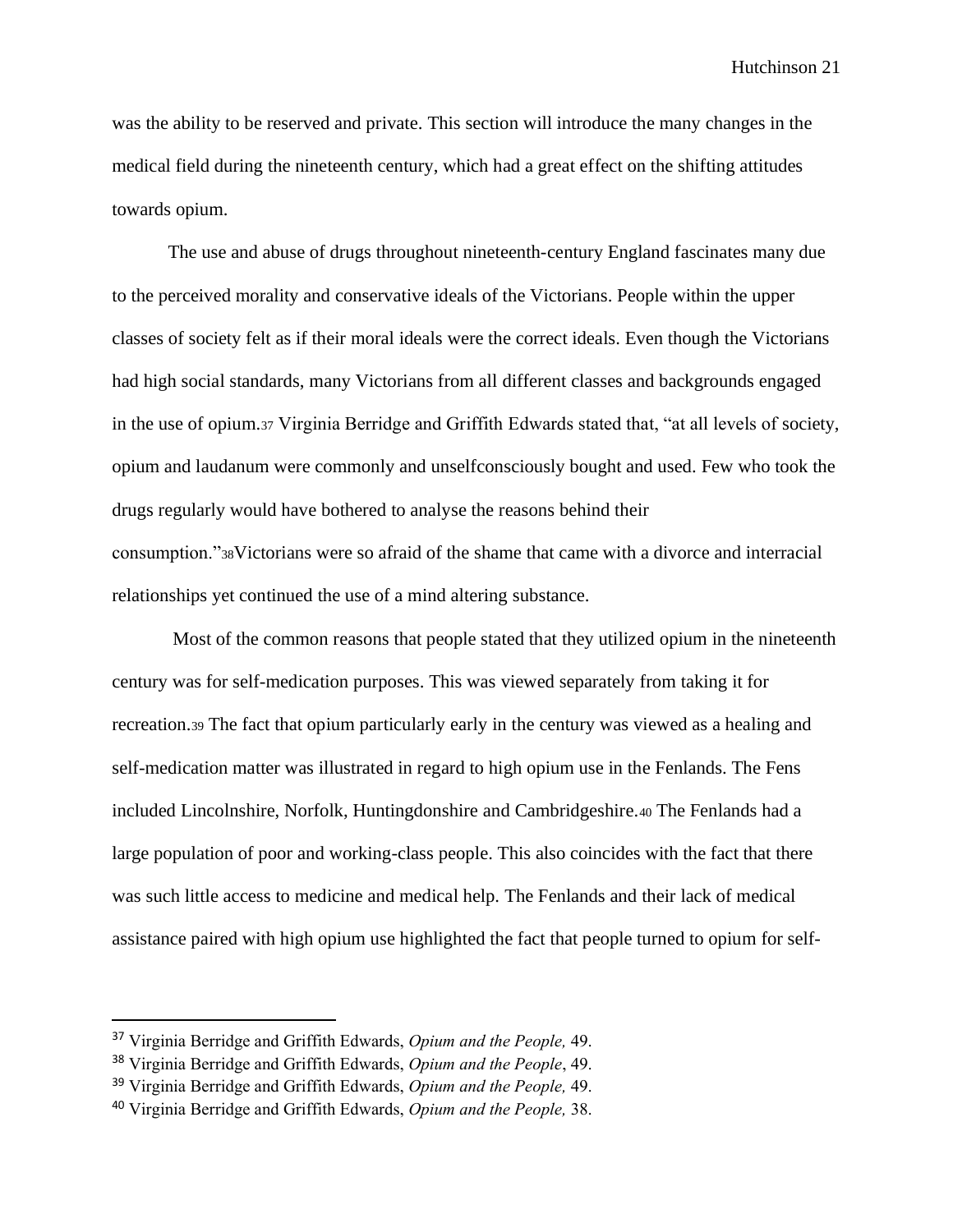was the ability to be reserved and private. This section will introduce the many changes in the medical field during the nineteenth century, which had a great effect on the shifting attitudes towards opium.

The use and abuse of drugs throughout nineteenth-century England fascinates many due to the perceived morality and conservative ideals of the Victorians. People within the upper classes of society felt as if their moral ideals were the correct ideals. Even though the Victorians had high social standards, many Victorians from all different classes and backgrounds engaged in the use of opium.[37] Virginia Berridge and Griffith Edwards stated that, "at all levels of society, opium and laudanum were commonly and unselfconsciously bought and used. Few who took the drugs regularly would have bothered to analyse the reasons behind their consumption."[38]Victorians were so afraid of the shame that came with a divorce and interracial relationships yet continued the use of a mind altering substance.

Most of the common reasons that people stated that they utilized opium in the nineteenth century was for self-medication purposes. This was viewed separately from taking it for recreation.[39] The fact that opium particularly early in the century was viewed as a healing and self-medication matter was illustrated in regard to high opium use in the Fenlands. The Fens included Lincolnshire, Norfolk, Huntingdonshire and Cambridgeshire.[40] The Fenlands had a large population of poor and working-class people. This also coincides with the fact that there was such little access to medicine and medical help. The Fenlands and their lack of medical assistance paired with high opium use highlighted the fact that people turned to opium for self-

---

[37] Virginia Berridge and Griffith Edwards, *Opium and the People,* 49.

[38] Virginia Berridge and Griffith Edwards, *Opium and the People*, 49.

[39] Virginia Berridge and Griffith Edwards, *Opium and the People,* 49.

[40] Virginia Berridge and Griffith Edwards, *Opium and the People,* 38.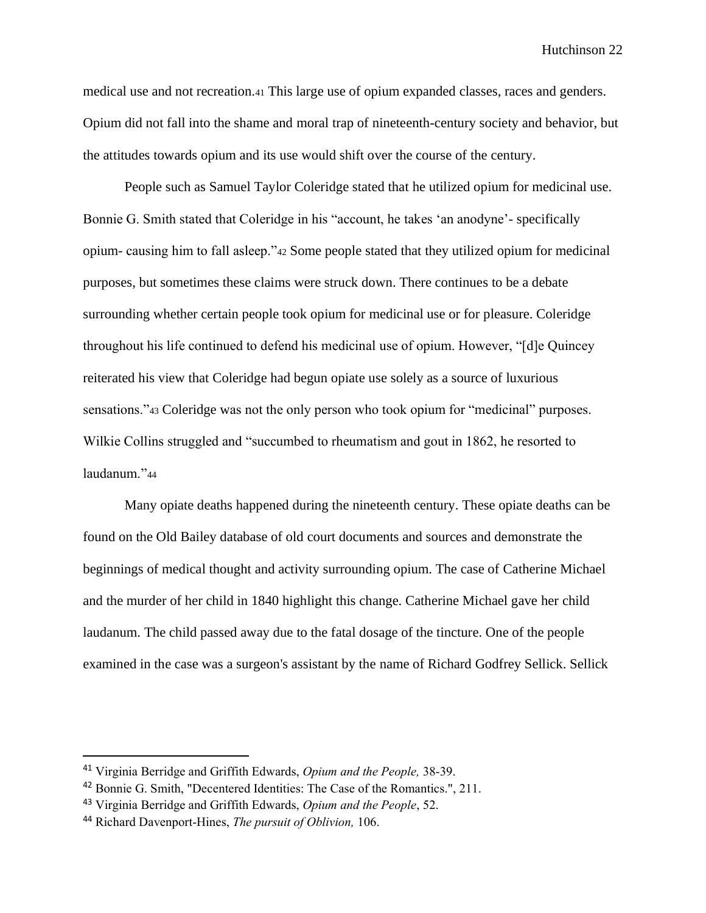medical use and not recreation.[41] This large use of opium expanded classes, races and genders. Opium did not fall into the shame and moral trap of nineteenth-century society and behavior, but the attitudes towards opium and its use would shift over the course of the century.

People such as Samuel Taylor Coleridge stated that he utilized opium for medicinal use. Bonnie G. Smith stated that Coleridge in his "account, he takes 'an anodyne'- specifically opium- causing him to fall asleep."[42] Some people stated that they utilized opium for medicinal purposes, but sometimes these claims were struck down. There continues to be a debate surrounding whether certain people took opium for medicinal use or for pleasure. Coleridge throughout his life continued to defend his medicinal use of opium. However, "[d]e Quincey reiterated his view that Coleridge had begun opiate use solely as a source of luxurious sensations."[43] Coleridge was not the only person who took opium for "medicinal" purposes. Wilkie Collins struggled and "succumbed to rheumatism and gout in 1862, he resorted to laudanum."[44]

Many opiate deaths happened during the nineteenth century. These opiate deaths can be found on the Old Bailey database of old court documents and sources and demonstrate the beginnings of medical thought and activity surrounding opium. The case of Catherine Michael and the murder of her child in 1840 highlight this change. Catherine Michael gave her child laudanum. The child passed away due to the fatal dosage of the tincture. One of the people examined in the case was a surgeon's assistant by the name of Richard Godfrey Sellick. Sellick

---

[41] Virginia Berridge and Griffith Edwards, *Opium and the People,* 38-39.

[42] Bonnie G. Smith, "Decentered Identities: The Case of the Romantics.", 211.

[43] Virginia Berridge and Griffith Edwards, *Opium and the People*, 52.

[44] Richard Davenport-Hines, *The pursuit of Oblivion,* 106.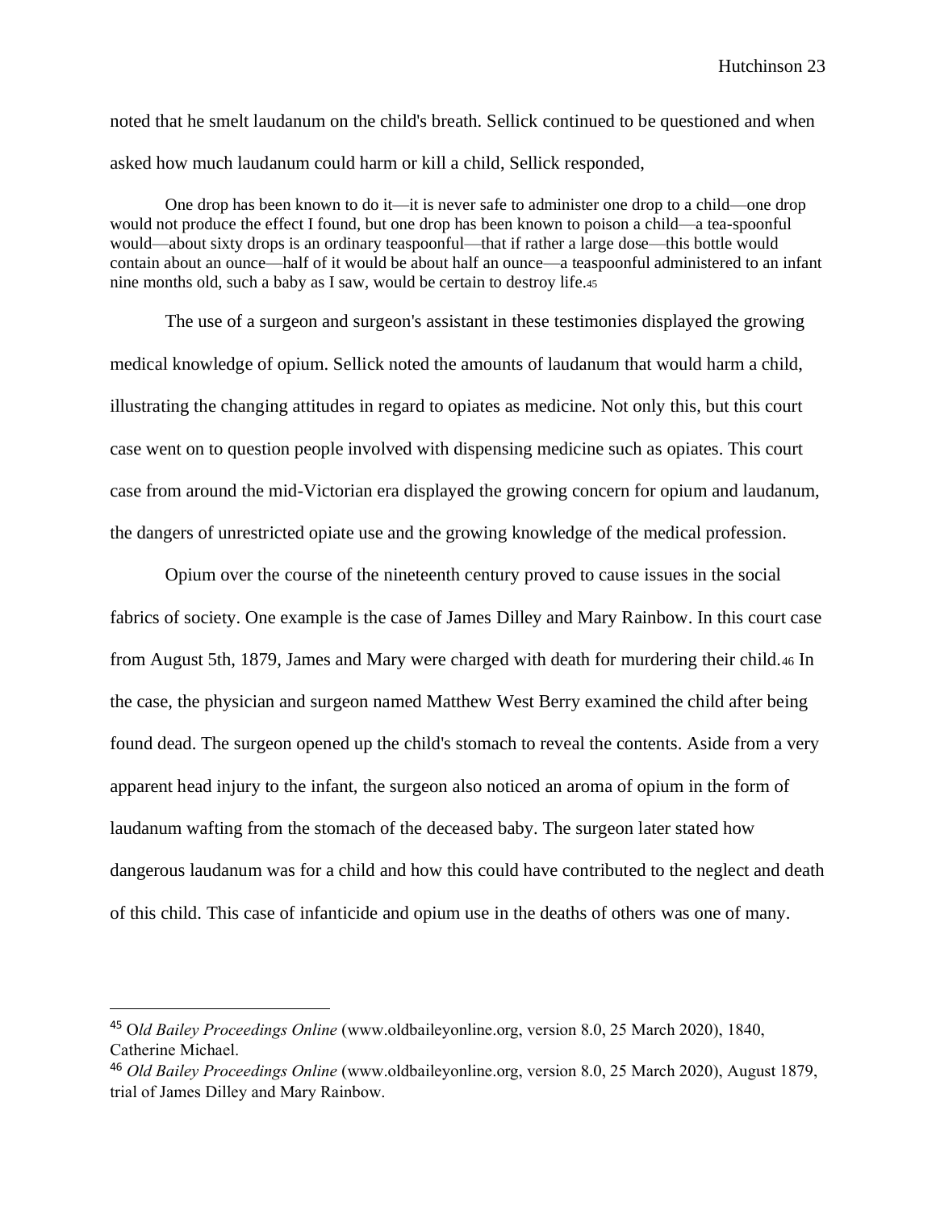noted that he smelt laudanum on the child's breath. Sellick continued to be questioned and when asked how much laudanum could harm or kill a child, Sellick responded,

> One drop has been known to do it—it is never safe to administer one drop to a child—one drop would not produce the effect I found, but one drop has been known to poison a child—a tea-spoonful would—about sixty drops is an ordinary teaspoonful—that if rather a large dose—this bottle would contain about an ounce—half of it would be about half an ounce—a teaspoonful administered to an infant nine months old, such a baby as I saw, would be certain to destroy life.[45]

The use of a surgeon and surgeon's assistant in these testimonies displayed the growing medical knowledge of opium. Sellick noted the amounts of laudanum that would harm a child, illustrating the changing attitudes in regard to opiates as medicine. Not only this, but this court case went on to question people involved with dispensing medicine such as opiates. This court case from around the mid-Victorian era displayed the growing concern for opium and laudanum, the dangers of unrestricted opiate use and the growing knowledge of the medical profession.

Opium over the course of the nineteenth century proved to cause issues in the social fabrics of society. One example is the case of James Dilley and Mary Rainbow. In this court case from August 5th, 1879, James and Mary were charged with death for murdering their child.[46] In the case, the physician and surgeon named Matthew West Berry examined the child after being found dead. The surgeon opened up the child's stomach to reveal the contents. Aside from a very apparent head injury to the infant, the surgeon also noticed an aroma of opium in the form of laudanum wafting from the stomach of the deceased baby. The surgeon later stated how dangerous laudanum was for a child and how this could have contributed to the neglect and death of this child. This case of infanticide and opium use in the deaths of others was one of many.

---

[45] *Old Bailey Proceedings Online* (www.oldbaileyonline.org, version 8.0, 25 March 2020), 1840, Catherine Michael.

[46] *Old Bailey Proceedings Online* (www.oldbaileyonline.org, version 8.0, 25 March 2020), August 1879, trial of James Dilley and Mary Rainbow.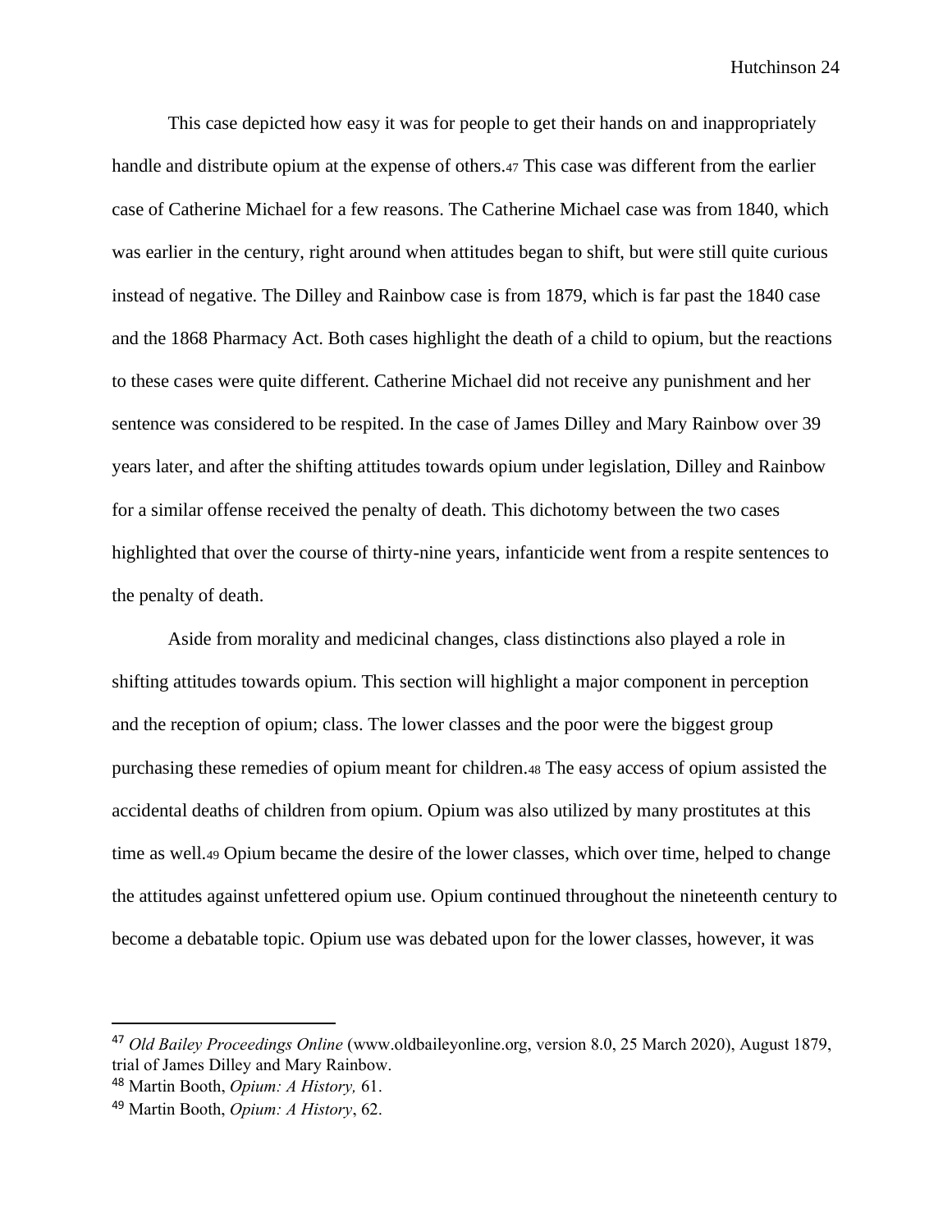This case depicted how easy it was for people to get their hands on and inappropriately handle and distribute opium at the expense of others.[47] This case was different from the earlier case of Catherine Michael for a few reasons. The Catherine Michael case was from 1840, which was earlier in the century, right around when attitudes began to shift, but were still quite curious instead of negative. The Dilley and Rainbow case is from 1879, which is far past the 1840 case and the 1868 Pharmacy Act. Both cases highlight the death of a child to opium, but the reactions to these cases were quite different. Catherine Michael did not receive any punishment and her sentence was considered to be respited. In the case of James Dilley and Mary Rainbow over 39 years later, and after the shifting attitudes towards opium under legislation, Dilley and Rainbow for a similar offense received the penalty of death. This dichotomy between the two cases highlighted that over the course of thirty-nine years, infanticide went from a respite sentences to the penalty of death.

Aside from morality and medicinal changes, class distinctions also played a role in shifting attitudes towards opium. This section will highlight a major component in perception and the reception of opium; class. The lower classes and the poor were the biggest group purchasing these remedies of opium meant for children.[48] The easy access of opium assisted the accidental deaths of children from opium. Opium was also utilized by many prostitutes at this time as well.[49] Opium became the desire of the lower classes, which over time, helped to change the attitudes against unfettered opium use. Opium continued throughout the nineteenth century to become a debatable topic. Opium use was debated upon for the lower classes, however, it was

---

[47] *Old Bailey Proceedings Online* (www.oldbaileyonline.org, version 8.0, 25 March 2020), August 1879, trial of James Dilley and Mary Rainbow.

[48] Martin Booth, *Opium: A History,* 61.

[49] Martin Booth, *Opium: A History*, 62.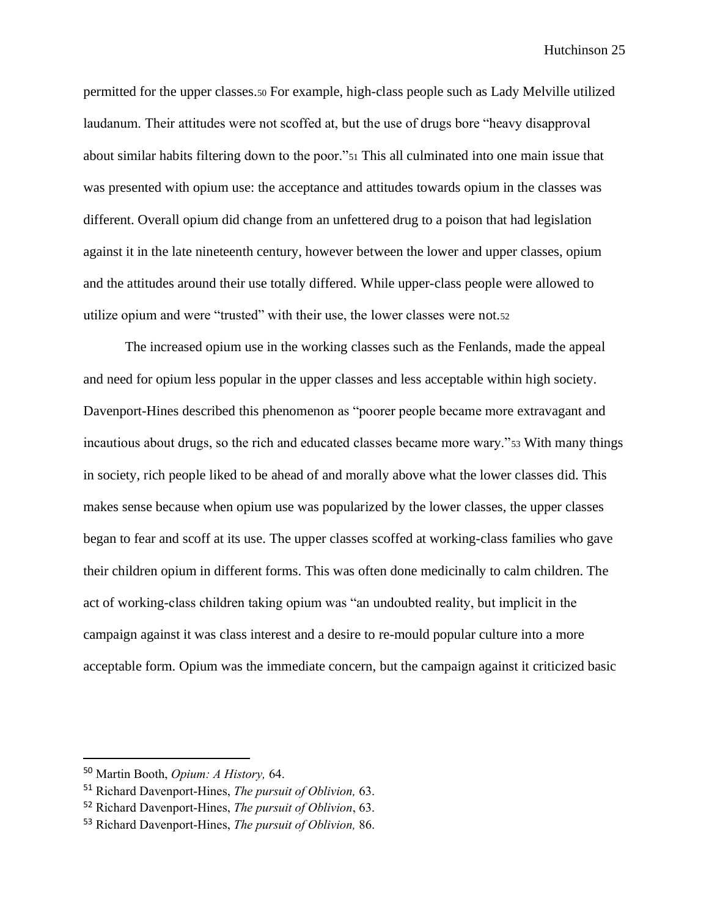permitted for the upper classes.[50] For example, high-class people such as Lady Melville utilized laudanum. Their attitudes were not scoffed at, but the use of drugs bore "heavy disapproval about similar habits filtering down to the poor."[51] This all culminated into one main issue that was presented with opium use: the acceptance and attitudes towards opium in the classes was different. Overall opium did change from an unfettered drug to a poison that had legislation against it in the late nineteenth century, however between the lower and upper classes, opium and the attitudes around their use totally differed. While upper-class people were allowed to utilize opium and were "trusted" with their use, the lower classes were not.[52]

The increased opium use in the working classes such as the Fenlands, made the appeal and need for opium less popular in the upper classes and less acceptable within high society. Davenport-Hines described this phenomenon as "poorer people became more extravagant and incautious about drugs, so the rich and educated classes became more wary."[53] With many things in society, rich people liked to be ahead of and morally above what the lower classes did. This makes sense because when opium use was popularized by the lower classes, the upper classes began to fear and scoff at its use. The upper classes scoffed at working-class families who gave their children opium in different forms. This was often done medicinally to calm children. The act of working-class children taking opium was "an undoubted reality, but implicit in the campaign against it was class interest and a desire to re-mould popular culture into a more acceptable form. Opium was the immediate concern, but the campaign against it criticized basic

---

[50] Martin Booth, *Opium: A History,* 64.

[51] Richard Davenport-Hines, *The pursuit of Oblivion,* 63.

[52] Richard Davenport-Hines, *The pursuit of Oblivion*, 63.

[53] Richard Davenport-Hines, *The pursuit of Oblivion,* 86.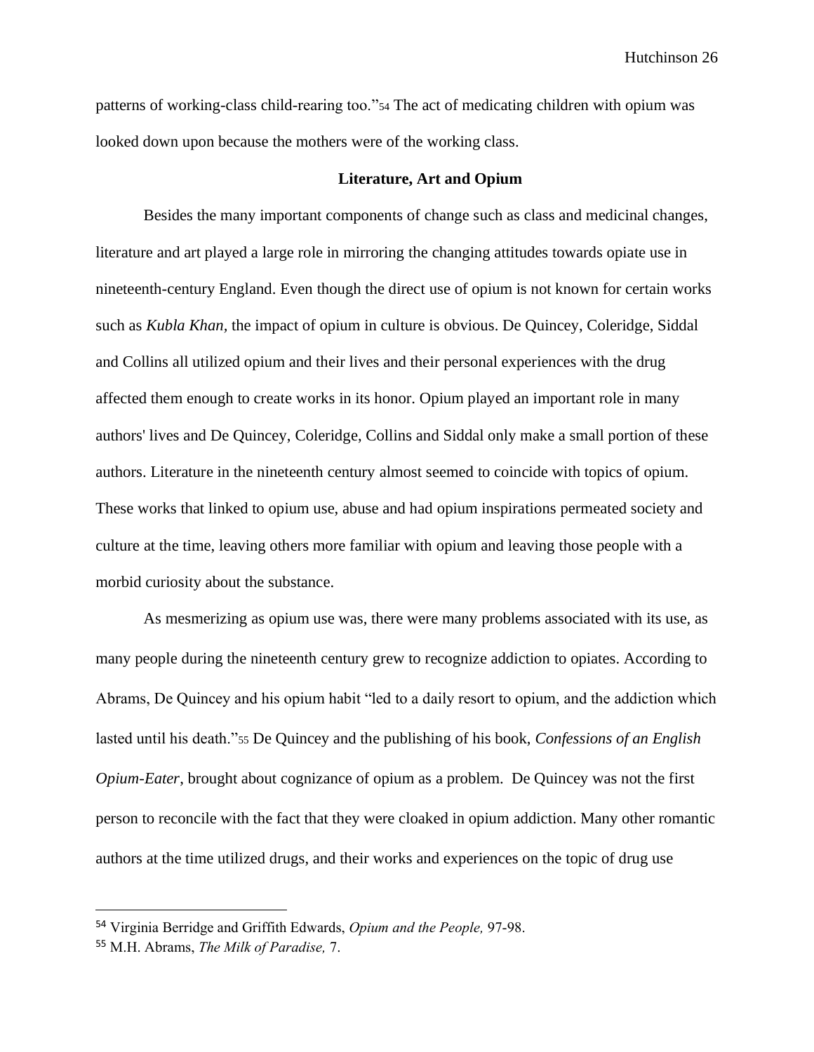patterns of working-class child-rearing too."[54] The act of medicating children with opium was looked down upon because the mothers were of the working class.

## Literature, Art and Opium

Besides the many important components of change such as class and medicinal changes, literature and art played a large role in mirroring the changing attitudes towards opiate use in nineteenth-century England. Even though the direct use of opium is not known for certain works such as *Kubla Khan,* the impact of opium in culture is obvious. De Quincey, Coleridge, Siddal and Collins all utilized opium and their lives and their personal experiences with the drug affected them enough to create works in its honor. Opium played an important role in many authors' lives and De Quincey, Coleridge, Collins and Siddal only make a small portion of these authors. Literature in the nineteenth century almost seemed to coincide with topics of opium. These works that linked to opium use, abuse and had opium inspirations permeated society and culture at the time, leaving others more familiar with opium and leaving those people with a morbid curiosity about the substance.

As mesmerizing as opium use was, there were many problems associated with its use, as many people during the nineteenth century grew to recognize addiction to opiates. According to Abrams, De Quincey and his opium habit "led to a daily resort to opium, and the addiction which lasted until his death."[55] De Quincey and the publishing of his book, *Confessions of an English Opium-Eater*, brought about cognizance of opium as a problem. De Quincey was not the first person to reconcile with the fact that they were cloaked in opium addiction. Many other romantic authors at the time utilized drugs, and their works and experiences on the topic of drug use

---

[54] Virginia Berridge and Griffith Edwards, *Opium and the People,* 97-98.

[55] M.H. Abrams, *The Milk of Paradise,* 7.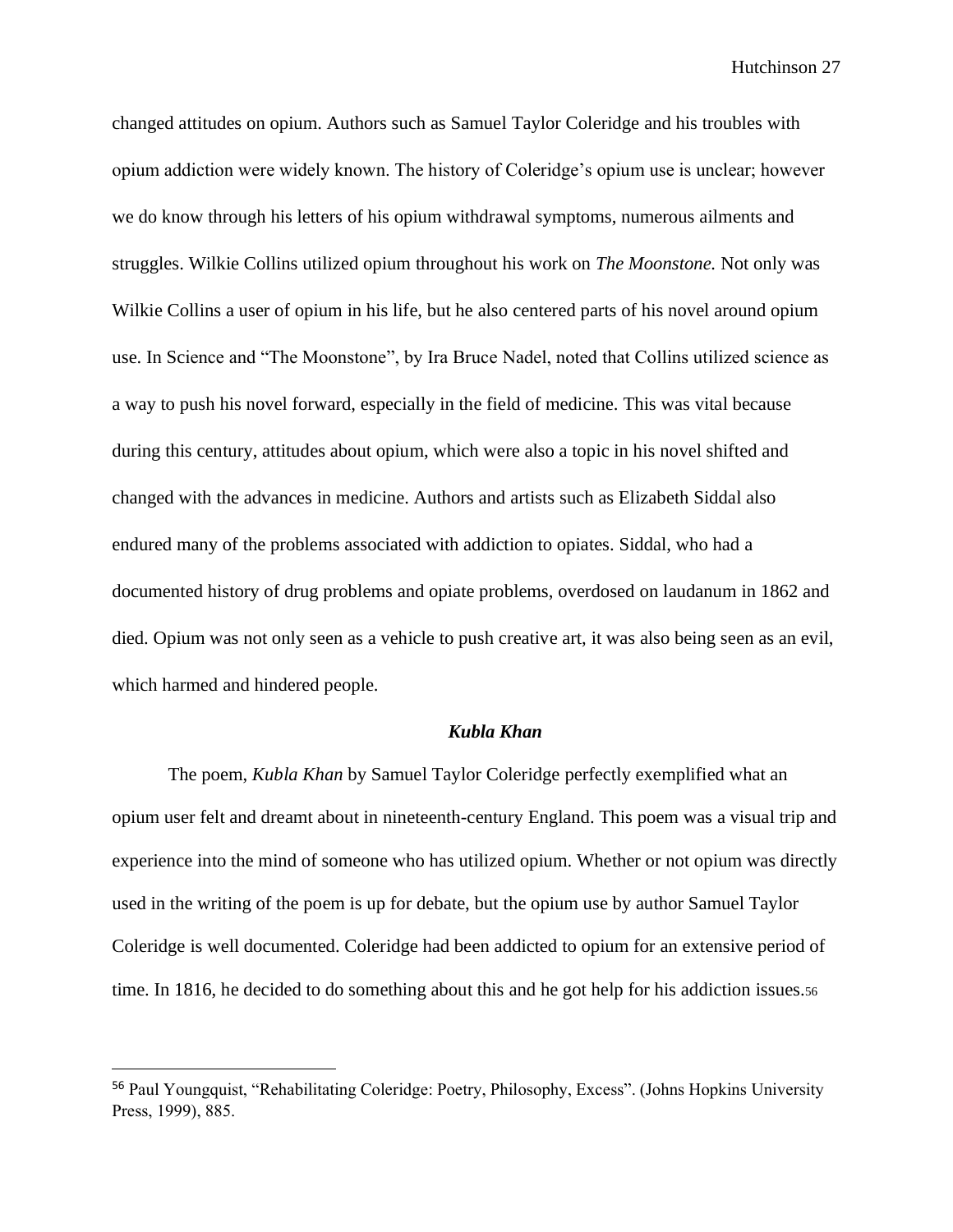changed attitudes on opium. Authors such as Samuel Taylor Coleridge and his troubles with opium addiction were widely known. The history of Coleridge's opium use is unclear; however we do know through his letters of his opium withdrawal symptoms, numerous ailments and struggles. Wilkie Collins utilized opium throughout his work on *The Moonstone.* Not only was Wilkie Collins a user of opium in his life, but he also centered parts of his novel around opium use. In Science and "The Moonstone", by Ira Bruce Nadel, noted that Collins utilized science as a way to push his novel forward, especially in the field of medicine. This was vital because during this century, attitudes about opium, which were also a topic in his novel shifted and changed with the advances in medicine. Authors and artists such as Elizabeth Siddal also endured many of the problems associated with addiction to opiates. Siddal, who had a documented history of drug problems and opiate problems, overdosed on laudanum in 1862 and died. Opium was not only seen as a vehicle to push creative art, it was also being seen as an evil, which harmed and hindered people.

### *Kubla Khan*

The poem, *Kubla Khan* by Samuel Taylor Coleridge perfectly exemplified what an opium user felt and dreamt about in nineteenth-century England. This poem was a visual trip and experience into the mind of someone who has utilized opium. Whether or not opium was directly used in the writing of the poem is up for debate, but the opium use by author Samuel Taylor Coleridge is well documented. Coleridge had been addicted to opium for an extensive period of time. In 1816, he decided to do something about this and he got help for his addiction issues.[56]

[56] Paul Youngquist, "Rehabilitating Coleridge: Poetry, Philosophy, Excess". (Johns Hopkins University Press, 1999), 885.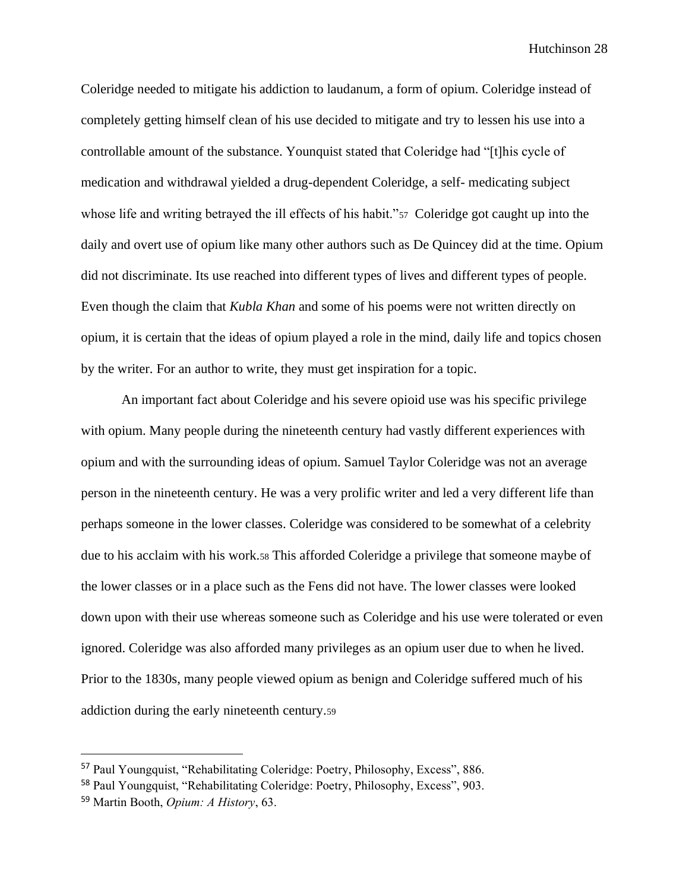Coleridge needed to mitigate his addiction to laudanum, a form of opium. Coleridge instead of completely getting himself clean of his use decided to mitigate and try to lessen his use into a controllable amount of the substance. Younquist stated that Coleridge had "[t]his cycle of medication and withdrawal yielded a drug-dependent Coleridge, a self- medicating subject whose life and writing betrayed the ill effects of his habit."[57] Coleridge got caught up into the daily and overt use of opium like many other authors such as De Quincey did at the time. Opium did not discriminate. Its use reached into different types of lives and different types of people. Even though the claim that *Kubla Khan* and some of his poems were not written directly on opium, it is certain that the ideas of opium played a role in the mind, daily life and topics chosen by the writer. For an author to write, they must get inspiration for a topic.

An important fact about Coleridge and his severe opioid use was his specific privilege with opium. Many people during the nineteenth century had vastly different experiences with opium and with the surrounding ideas of opium. Samuel Taylor Coleridge was not an average person in the nineteenth century. He was a very prolific writer and led a very different life than perhaps someone in the lower classes. Coleridge was considered to be somewhat of a celebrity due to his acclaim with his work.[58] This afforded Coleridge a privilege that someone maybe of the lower classes or in a place such as the Fens did not have. The lower classes were looked down upon with their use whereas someone such as Coleridge and his use were tolerated or even ignored. Coleridge was also afforded many privileges as an opium user due to when he lived. Prior to the 1830s, many people viewed opium as benign and Coleridge suffered much of his addiction during the early nineteenth century.[59]

---

[57] Paul Youngquist, "Rehabilitating Coleridge: Poetry, Philosophy, Excess", 886.

[58] Paul Youngquist, "Rehabilitating Coleridge: Poetry, Philosophy, Excess", 903.

[59] Martin Booth, *Opium: A History*, 63.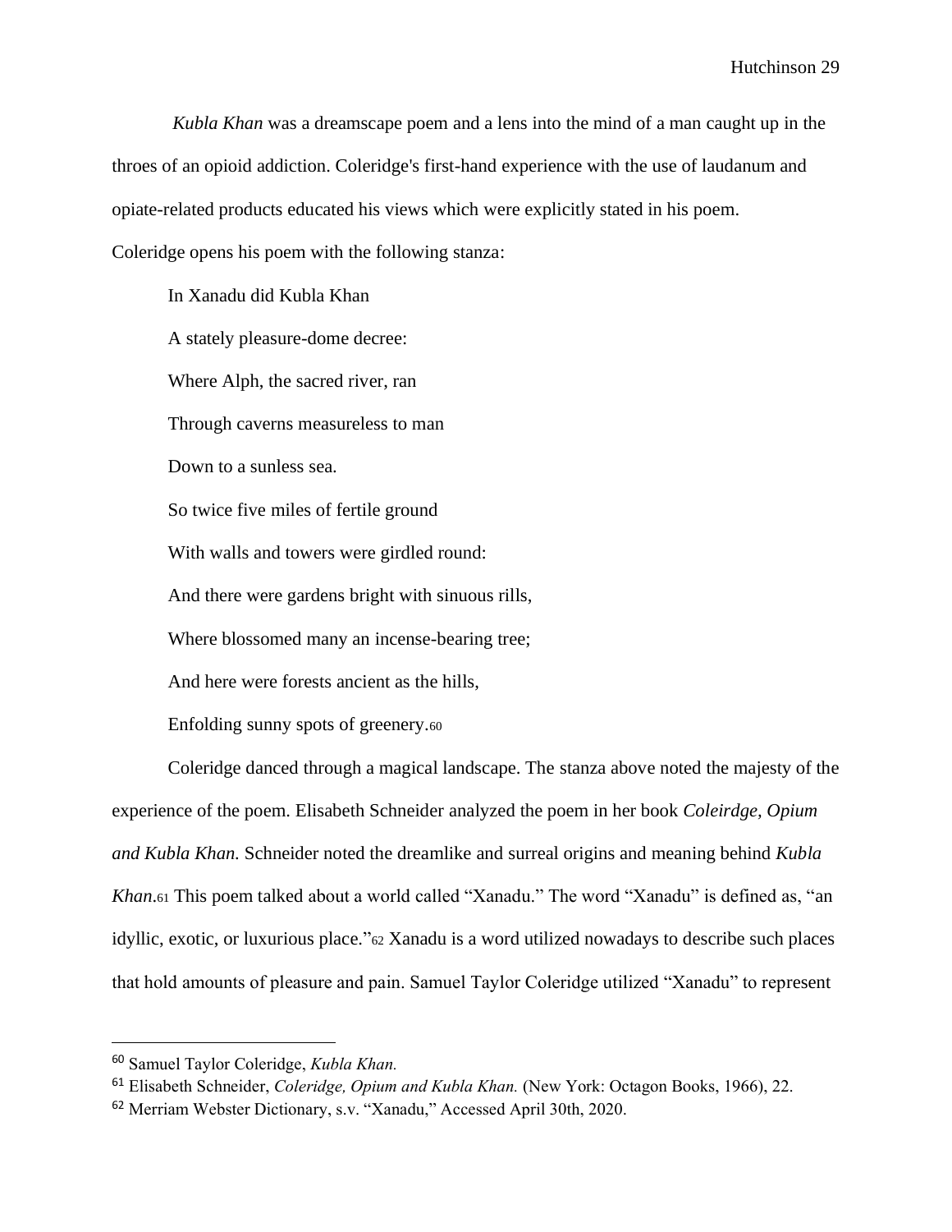*Kubla Khan* was a dreamscape poem and a lens into the mind of a man caught up in the throes of an opioid addiction. Coleridge's first-hand experience with the use of laudanum and opiate-related products educated his views which were explicitly stated in his poem. Coleridge opens his poem with the following stanza:

In Xanadu did Kubla Khan

A stately pleasure-dome decree:

Where Alph, the sacred river, ran

Through caverns measureless to man

Down to a sunless sea.

So twice five miles of fertile ground

With walls and towers were girdled round:

And there were gardens bright with sinuous rills,

Where blossomed many an incense-bearing tree;

And here were forests ancient as the hills,

Enfolding sunny spots of greenery.[60]

Coleridge danced through a magical landscape. The stanza above noted the majesty of the experience of the poem. Elisabeth Schneider analyzed the poem in her book *Coleirdge, Opium and Kubla Khan.* Schneider noted the dreamlike and surreal origins and meaning behind *Kubla Khan*.[61] This poem talked about a world called "Xanadu." The word "Xanadu" is defined as, "an idyllic, exotic, or luxurious place."[62] Xanadu is a word utilized nowadays to describe such places that hold amounts of pleasure and pain. Samuel Taylor Coleridge utilized "Xanadu" to represent

---

[60] Samuel Taylor Coleridge, *Kubla Khan.*

[61] Elisabeth Schneider, *Coleridge, Opium and Kubla Khan.* (New York: Octagon Books, 1966), 22.

[62] Merriam Webster Dictionary, s.v. "Xanadu," Accessed April 30th, 2020.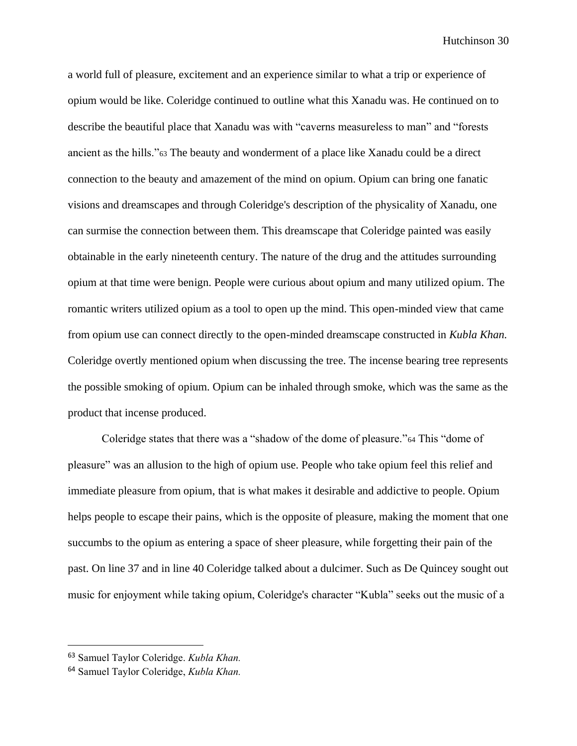a world full of pleasure, excitement and an experience similar to what a trip or experience of opium would be like. Coleridge continued to outline what this Xanadu was. He continued on to describe the beautiful place that Xanadu was with "caverns measureless to man" and "forests ancient as the hills."[63] The beauty and wonderment of a place like Xanadu could be a direct connection to the beauty and amazement of the mind on opium. Opium can bring one fanatic visions and dreamscapes and through Coleridge's description of the physicality of Xanadu, one can surmise the connection between them. This dreamscape that Coleridge painted was easily obtainable in the early nineteenth century. The nature of the drug and the attitudes surrounding opium at that time were benign. People were curious about opium and many utilized opium. The romantic writers utilized opium as a tool to open up the mind. This open-minded view that came from opium use can connect directly to the open-minded dreamscape constructed in *Kubla Khan.* Coleridge overtly mentioned opium when discussing the tree. The incense bearing tree represents the possible smoking of opium. Opium can be inhaled through smoke, which was the same as the product that incense produced.

Coleridge states that there was a "shadow of the dome of pleasure."[64] This "dome of pleasure" was an allusion to the high of opium use. People who take opium feel this relief and immediate pleasure from opium, that is what makes it desirable and addictive to people. Opium helps people to escape their pains, which is the opposite of pleasure, making the moment that one succumbs to the opium as entering a space of sheer pleasure, while forgetting their pain of the past. On line 37 and in line 40 Coleridge talked about a dulcimer. Such as De Quincey sought out music for enjoyment while taking opium, Coleridge's character "Kubla" seeks out the music of a

---

[63] Samuel Taylor Coleridge. *Kubla Khan.*

[64] Samuel Taylor Coleridge, *Kubla Khan.*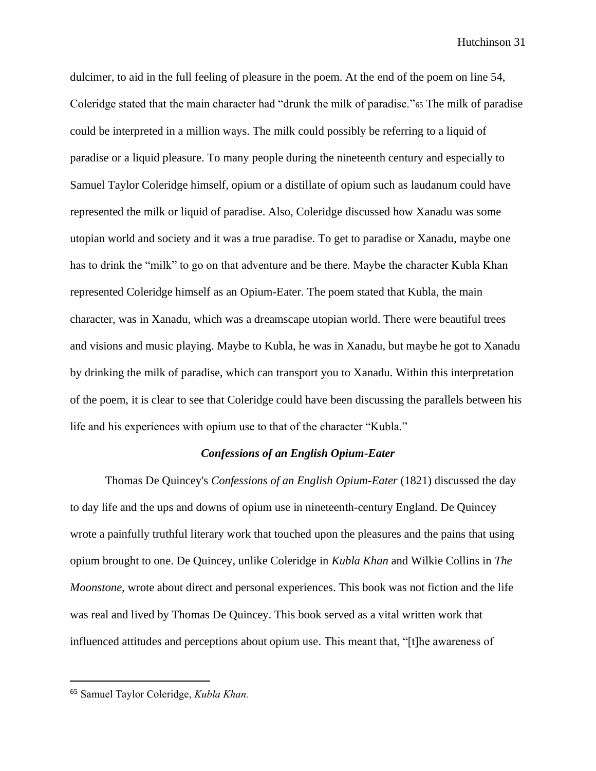dulcimer, to aid in the full feeling of pleasure in the poem. At the end of the poem on line 54, Coleridge stated that the main character had "drunk the milk of paradise."[65] The milk of paradise could be interpreted in a million ways. The milk could possibly be referring to a liquid of paradise or a liquid pleasure. To many people during the nineteenth century and especially to Samuel Taylor Coleridge himself, opium or a distillate of opium such as laudanum could have represented the milk or liquid of paradise. Also, Coleridge discussed how Xanadu was some utopian world and society and it was a true paradise. To get to paradise or Xanadu, maybe one has to drink the "milk" to go on that adventure and be there. Maybe the character Kubla Khan represented Coleridge himself as an Opium-Eater. The poem stated that Kubla, the main character, was in Xanadu, which was a dreamscape utopian world. There were beautiful trees and visions and music playing. Maybe to Kubla, he was in Xanadu, but maybe he got to Xanadu by drinking the milk of paradise, which can transport you to Xanadu. Within this interpretation of the poem, it is clear to see that Coleridge could have been discussing the parallels between his life and his experiences with opium use to that of the character "Kubla."

### *Confessions of an English Opium-Eater*

Thomas De Quincey's *Confessions of an English Opium-Eater* (1821) discussed the day to day life and the ups and downs of opium use in nineteenth-century England. De Quincey wrote a painfully truthful literary work that touched upon the pleasures and the pains that using opium brought to one. De Quincey, unlike Coleridge in *Kubla Khan* and Wilkie Collins in *The Moonstone,* wrote about direct and personal experiences. This book was not fiction and the life was real and lived by Thomas De Quincey. This book served as a vital written work that influenced attitudes and perceptions about opium use. This meant that, "[t]he awareness of

---

[65] Samuel Taylor Coleridge, *Kubla Khan.*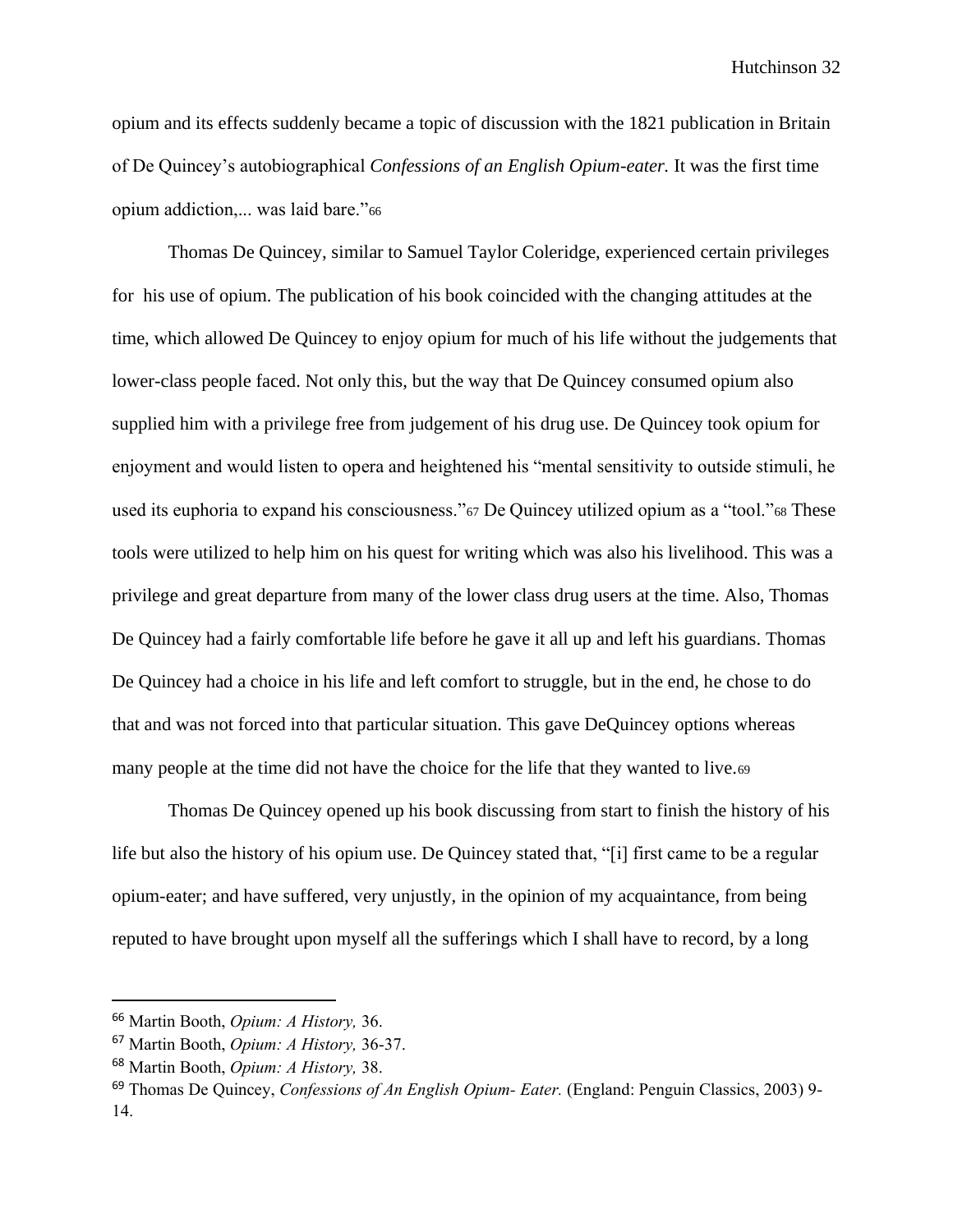opium and its effects suddenly became a topic of discussion with the 1821 publication in Britain of De Quincey's autobiographical *Confessions of an English Opium-eater.* It was the first time opium addiction,... was laid bare."[66]

Thomas De Quincey, similar to Samuel Taylor Coleridge, experienced certain privileges for his use of opium. The publication of his book coincided with the changing attitudes at the time, which allowed De Quincey to enjoy opium for much of his life without the judgements that lower-class people faced. Not only this, but the way that De Quincey consumed opium also supplied him with a privilege free from judgement of his drug use. De Quincey took opium for enjoyment and would listen to opera and heightened his "mental sensitivity to outside stimuli, he used its euphoria to expand his consciousness."[67] De Quincey utilized opium as a "tool."[68] These tools were utilized to help him on his quest for writing which was also his livelihood. This was a privilege and great departure from many of the lower class drug users at the time. Also, Thomas De Quincey had a fairly comfortable life before he gave it all up and left his guardians. Thomas De Quincey had a choice in his life and left comfort to struggle, but in the end, he chose to do that and was not forced into that particular situation. This gave DeQuincey options whereas many people at the time did not have the choice for the life that they wanted to live.[69]

Thomas De Quincey opened up his book discussing from start to finish the history of his life but also the history of his opium use. De Quincey stated that, "[i] first came to be a regular opium-eater; and have suffered, very unjustly, in the opinion of my acquaintance, from being reputed to have brought upon myself all the sufferings which I shall have to record, by a long

---

[66] Martin Booth, *Opium: A History,* 36.

[67] Martin Booth, *Opium: A History,* 36-37.

[68] Martin Booth, *Opium: A History,* 38.

[69] Thomas De Quincey, *Confessions of An English Opium- Eater.* (England: Penguin Classics, 2003) 9-14.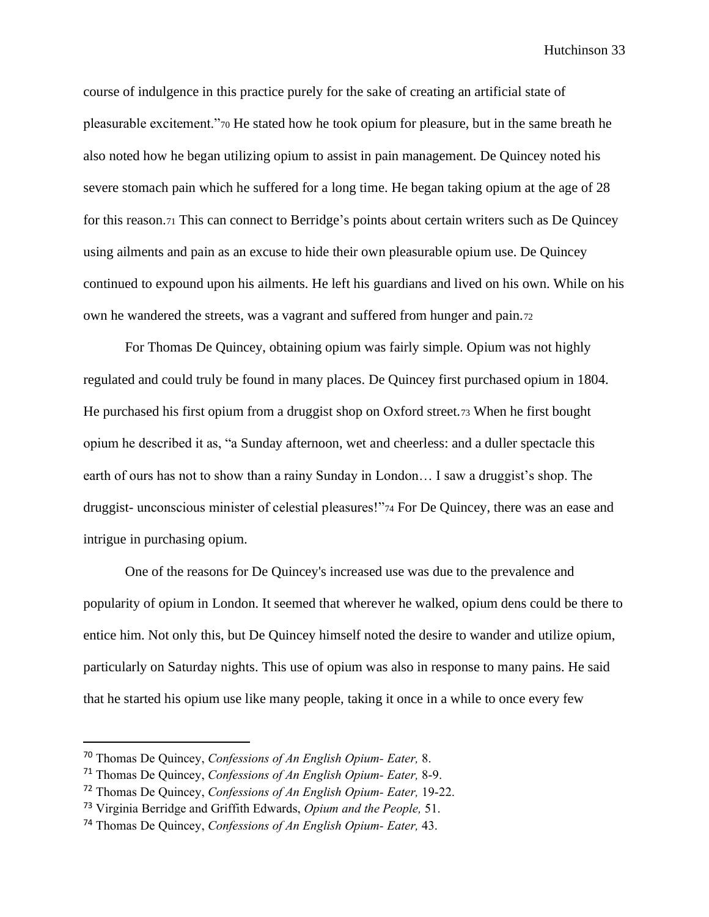course of indulgence in this practice purely for the sake of creating an artificial state of pleasurable excitement."[70] He stated how he took opium for pleasure, but in the same breath he also noted how he began utilizing opium to assist in pain management. De Quincey noted his severe stomach pain which he suffered for a long time. He began taking opium at the age of 28 for this reason.[71] This can connect to Berridge's points about certain writers such as De Quincey using ailments and pain as an excuse to hide their own pleasurable opium use. De Quincey continued to expound upon his ailments. He left his guardians and lived on his own. While on his own he wandered the streets, was a vagrant and suffered from hunger and pain.[72]

For Thomas De Quincey, obtaining opium was fairly simple. Opium was not highly regulated and could truly be found in many places. De Quincey first purchased opium in 1804. He purchased his first opium from a druggist shop on Oxford street.[73] When he first bought opium he described it as, "a Sunday afternoon, wet and cheerless: and a duller spectacle this earth of ours has not to show than a rainy Sunday in London… I saw a druggist's shop. The druggist- unconscious minister of celestial pleasures!"[74] For De Quincey, there was an ease and intrigue in purchasing opium.

One of the reasons for De Quincey's increased use was due to the prevalence and popularity of opium in London. It seemed that wherever he walked, opium dens could be there to entice him. Not only this, but De Quincey himself noted the desire to wander and utilize opium, particularly on Saturday nights. This use of opium was also in response to many pains. He said that he started his opium use like many people, taking it once in a while to once every few

---

[70] Thomas De Quincey, *Confessions of An English Opium- Eater,* 8.

[71] Thomas De Quincey, *Confessions of An English Opium- Eater,* 8-9.

[72] Thomas De Quincey, *Confessions of An English Opium- Eater,* 19-22.

[73] Virginia Berridge and Griffith Edwards, *Opium and the People,* 51.

[74] Thomas De Quincey, *Confessions of An English Opium- Eater,* 43.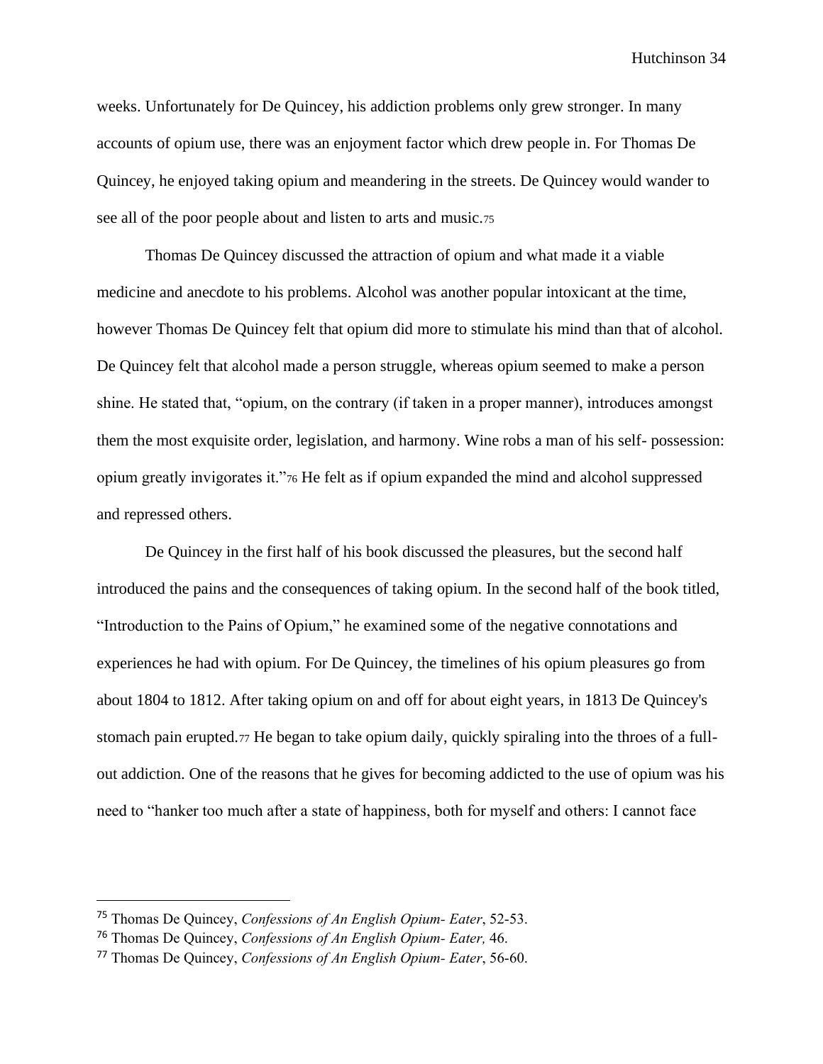weeks. Unfortunately for De Quincey, his addiction problems only grew stronger. In many accounts of opium use, there was an enjoyment factor which drew people in. For Thomas De Quincey, he enjoyed taking opium and meandering in the streets. De Quincey would wander to see all of the poor people about and listen to arts and music.[75]

Thomas De Quincey discussed the attraction of opium and what made it a viable medicine and anecdote to his problems. Alcohol was another popular intoxicant at the time, however Thomas De Quincey felt that opium did more to stimulate his mind than that of alcohol. De Quincey felt that alcohol made a person struggle, whereas opium seemed to make a person shine. He stated that, "opium, on the contrary (if taken in a proper manner), introduces amongst them the most exquisite order, legislation, and harmony. Wine robs a man of his self- possession: opium greatly invigorates it."[76] He felt as if opium expanded the mind and alcohol suppressed and repressed others.

De Quincey in the first half of his book discussed the pleasures, but the second half introduced the pains and the consequences of taking opium. In the second half of the book titled, "Introduction to the Pains of Opium," he examined some of the negative connotations and experiences he had with opium. For De Quincey, the timelines of his opium pleasures go from about 1804 to 1812. After taking opium on and off for about eight years, in 1813 De Quincey's stomach pain erupted.[77] He began to take opium daily, quickly spiraling into the throes of a full-out addiction. One of the reasons that he gives for becoming addicted to the use of opium was his need to "hanker too much after a state of happiness, both for myself and others: I cannot face

---

[75] Thomas De Quincey, *Confessions of An English Opium- Eater*, 52-53.

[76] Thomas De Quincey, *Confessions of An English Opium- Eater,* 46.

[77] Thomas De Quincey, *Confessions of An English Opium- Eater*, 56-60.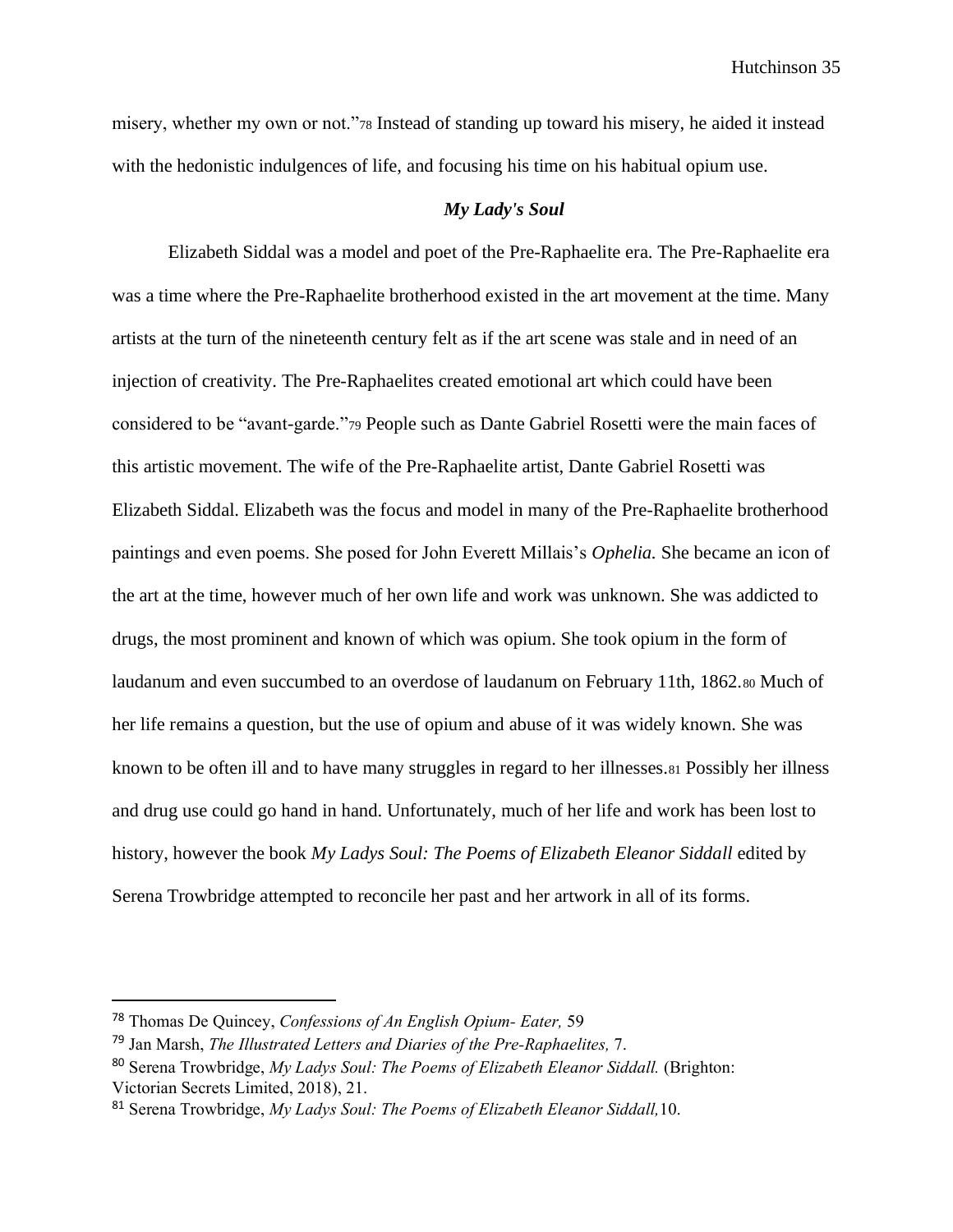misery, whether my own or not."[78] Instead of standing up toward his misery, he aided it instead with the hedonistic indulgences of life, and focusing his time on his habitual opium use.

### *My Lady's Soul*

Elizabeth Siddal was a model and poet of the Pre-Raphaelite era. The Pre-Raphaelite era was a time where the Pre-Raphaelite brotherhood existed in the art movement at the time. Many artists at the turn of the nineteenth century felt as if the art scene was stale and in need of an injection of creativity. The Pre-Raphaelites created emotional art which could have been considered to be "avant-garde."[79] People such as Dante Gabriel Rosetti were the main faces of this artistic movement. The wife of the Pre-Raphaelite artist, Dante Gabriel Rosetti was Elizabeth Siddal. Elizabeth was the focus and model in many of the Pre-Raphaelite brotherhood paintings and even poems. She posed for John Everett Millais's *Ophelia.* She became an icon of the art at the time, however much of her own life and work was unknown. She was addicted to drugs, the most prominent and known of which was opium. She took opium in the form of laudanum and even succumbed to an overdose of laudanum on February 11th, 1862.[80] Much of her life remains a question, but the use of opium and abuse of it was widely known. She was known to be often ill and to have many struggles in regard to her illnesses.[81] Possibly her illness and drug use could go hand in hand. Unfortunately, much of her life and work has been lost to history, however the book *My Ladys Soul: The Poems of Elizabeth Eleanor Siddall* edited by Serena Trowbridge attempted to reconcile her past and her artwork in all of its forms.

---

[78] Thomas De Quincey, *Confessions of An English Opium- Eater,* 59

[79] Jan Marsh, *The Illustrated Letters and Diaries of the Pre-Raphaelites,* 7.

[80] Serena Trowbridge, *My Ladys Soul: The Poems of Elizabeth Eleanor Siddall.* (Brighton: Victorian Secrets Limited, 2018), 21.

[81] Serena Trowbridge, *My Ladys Soul: The Poems of Elizabeth Eleanor Siddall,*10.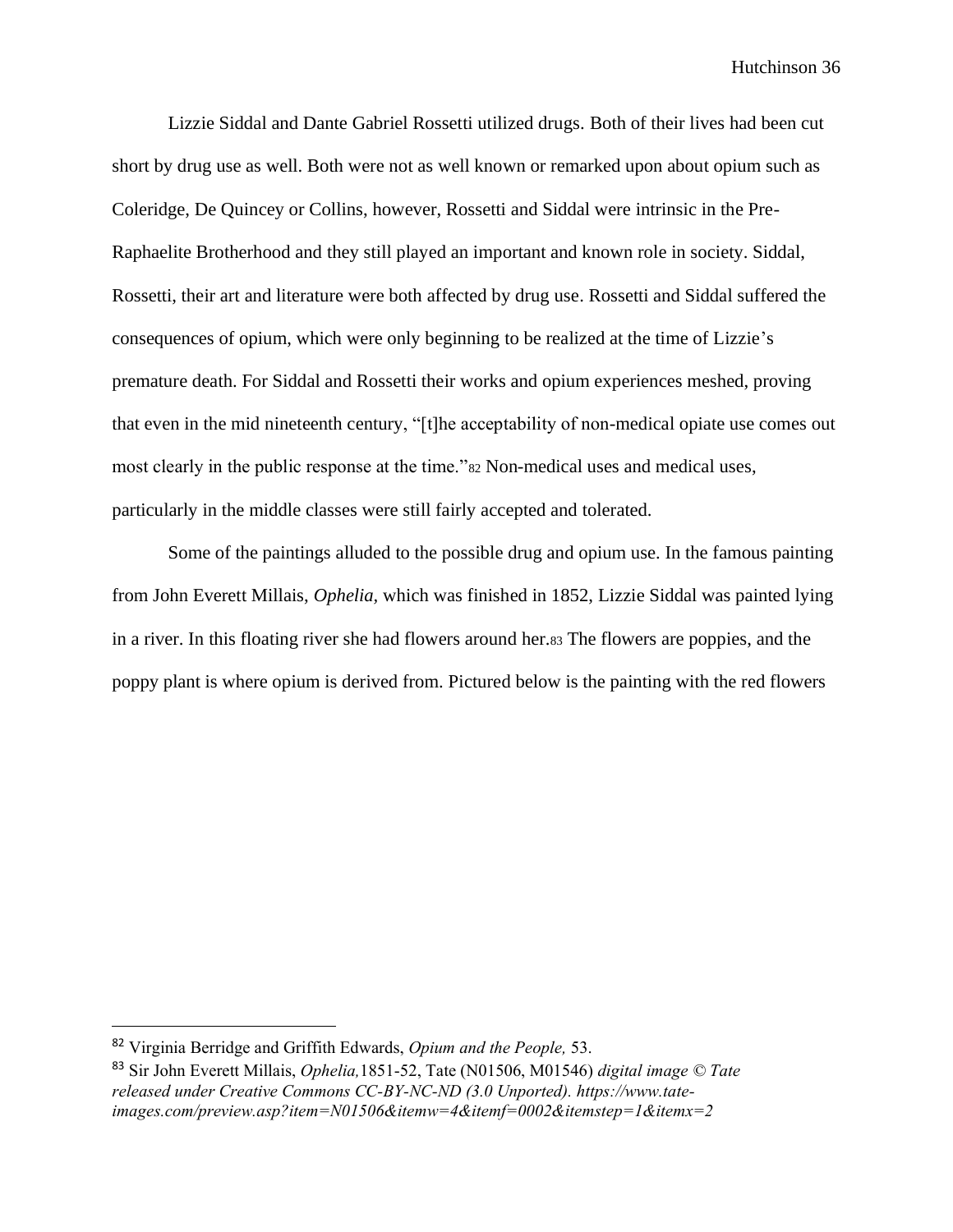Lizzie Siddal and Dante Gabriel Rossetti utilized drugs. Both of their lives had been cut short by drug use as well. Both were not as well known or remarked upon about opium such as Coleridge, De Quincey or Collins, however, Rossetti and Siddal were intrinsic in the Pre-Raphaelite Brotherhood and they still played an important and known role in society. Siddal, Rossetti, their art and literature were both affected by drug use. Rossetti and Siddal suffered the consequences of opium, which were only beginning to be realized at the time of Lizzie's premature death. For Siddal and Rossetti their works and opium experiences meshed, proving that even in the mid nineteenth century, "[t]he acceptability of non-medical opiate use comes out most clearly in the public response at the time."[82] Non-medical uses and medical uses, particularly in the middle classes were still fairly accepted and tolerated.

Some of the paintings alluded to the possible drug and opium use. In the famous painting from John Everett Millais, *Ophelia,* which was finished in 1852, Lizzie Siddal was painted lying in a river. In this floating river she had flowers around her.[83] The flowers are poppies, and the poppy plant is where opium is derived from. Pictured below is the painting with the red flowers

---

[82] Virginia Berridge and Griffith Edwards, *Opium and the People,* 53.

[83] Sir John Everett Millais, *Ophelia,*1851-52, Tate (N01506, M01546) *digital image © Tate released under Creative Commons CC-BY-NC-ND (3.0 Unported). https://www.tate-images.com/preview.asp?item=N01506&itemw=4&itemf=0002&itemstep=1&itemx=2*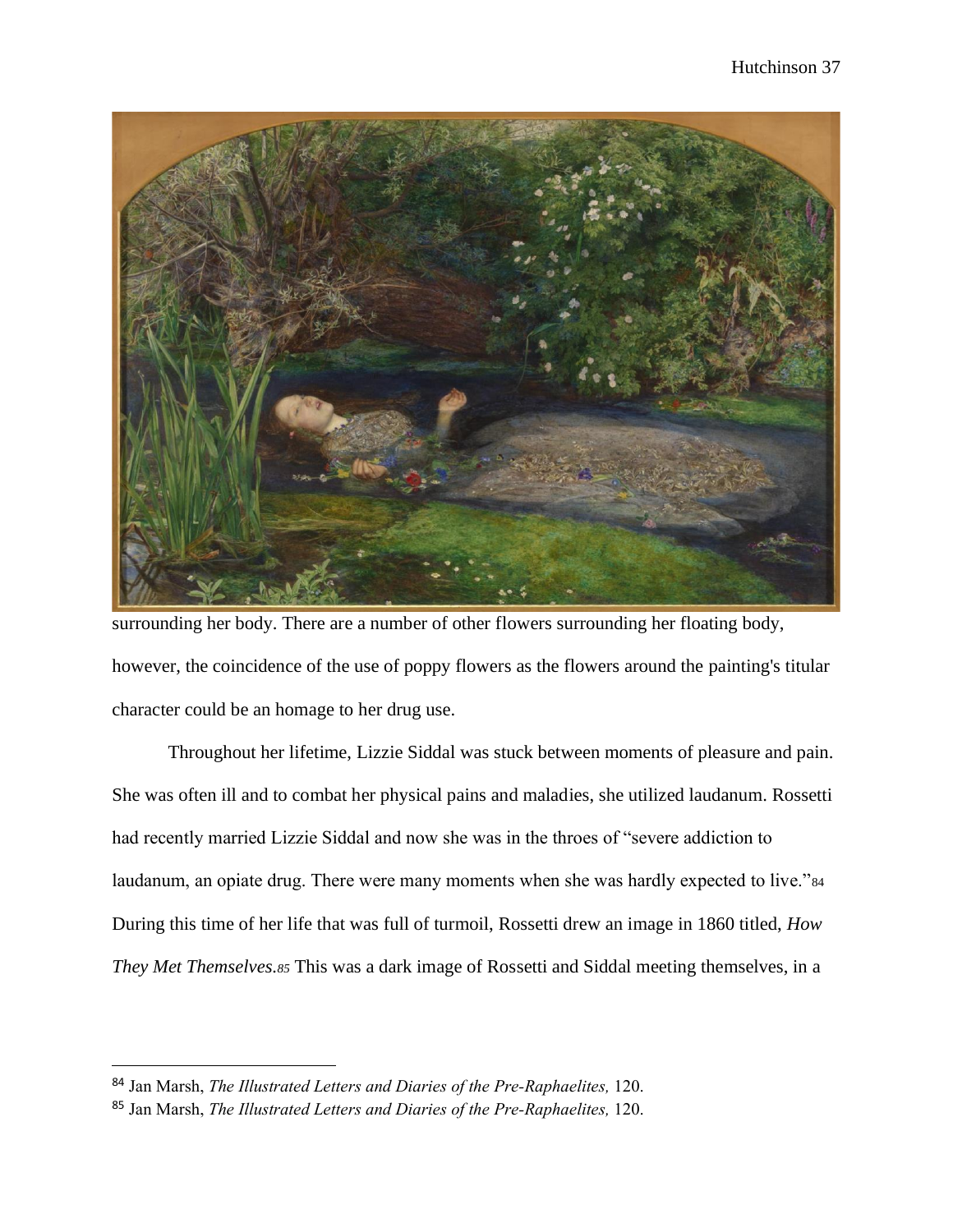surrounding her body. There are a number of other flowers surrounding her floating body, however, the coincidence of the use of poppy flowers as the flowers around the painting's titular character could be an homage to her drug use.

Throughout her lifetime, Lizzie Siddal was stuck between moments of pleasure and pain. She was often ill and to combat her physical pains and maladies, she utilized laudanum. Rossetti had recently married Lizzie Siddal and now she was in the throes of "severe addiction to laudanum, an opiate drug. There were many moments when she was hardly expected to live."[84] During this time of her life that was full of turmoil, Rossetti drew an image in 1860 titled, *How They Met Themselves.*[85] This was a dark image of Rossetti and Siddal meeting themselves, in a

---

[84] Jan Marsh, *The Illustrated Letters and Diaries of the Pre-Raphaelites,* 120.

[85] Jan Marsh, *The Illustrated Letters and Diaries of the Pre-Raphaelites,* 120.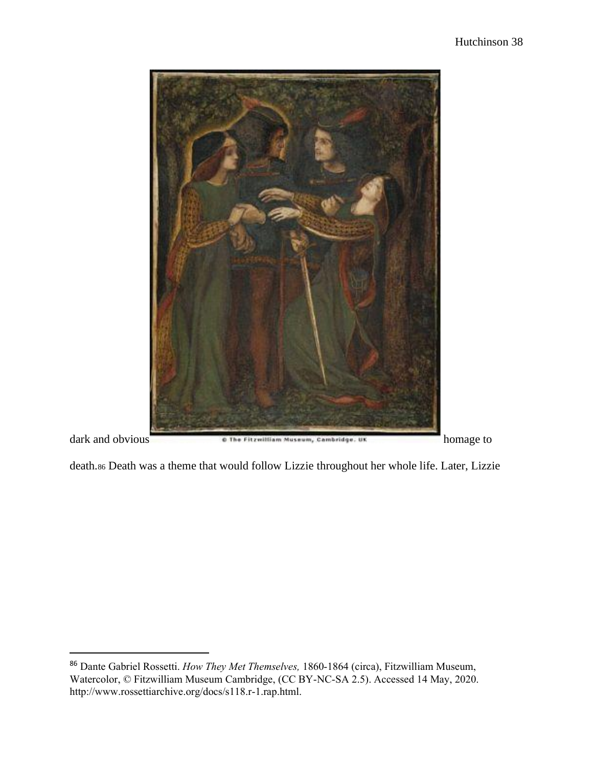dark and obvious homage to death.[86] Death was a theme that would follow Lizzie throughout her whole life. Later, Lizzie

[86] Dante Gabriel Rossetti. *How They Met Themselves,* 1860-1864 (circa), Fitzwilliam Museum, Watercolor, © Fitzwilliam Museum Cambridge, (CC BY-NC-SA 2.5). Accessed 14 May, 2020. http://www.rossettiarchive.org/docs/s118.r-1.rap.html.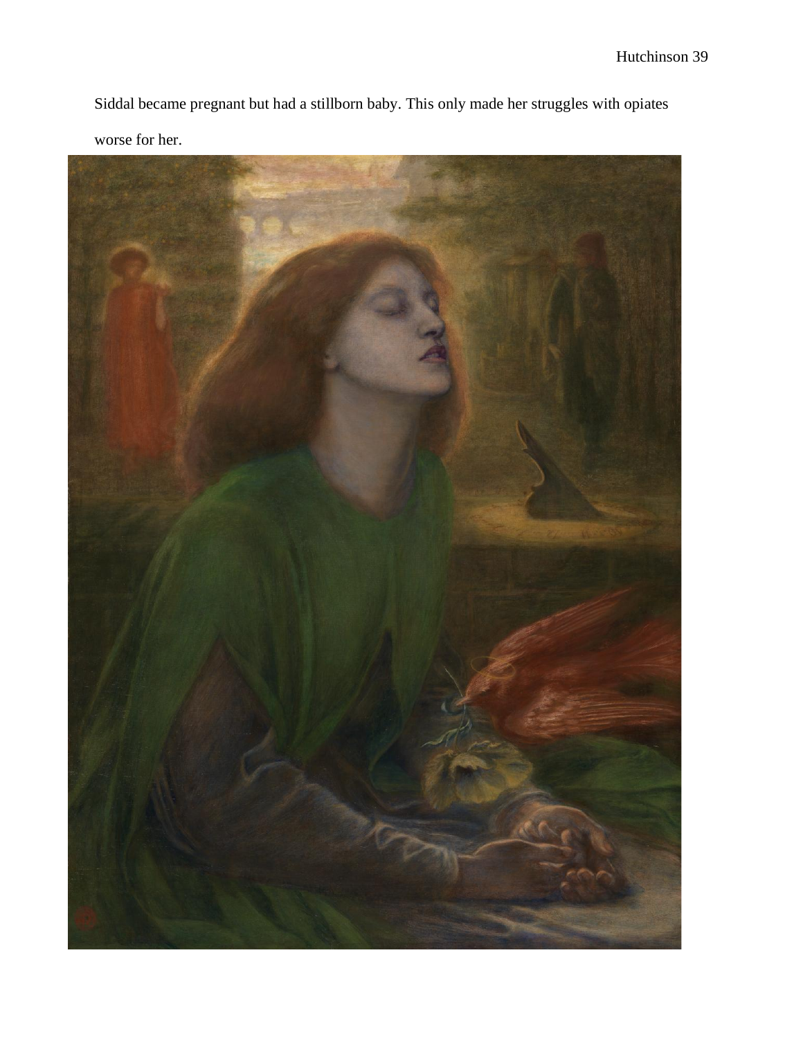Siddal became pregnant but had a stillborn baby. This only made her struggles with opiates worse for her.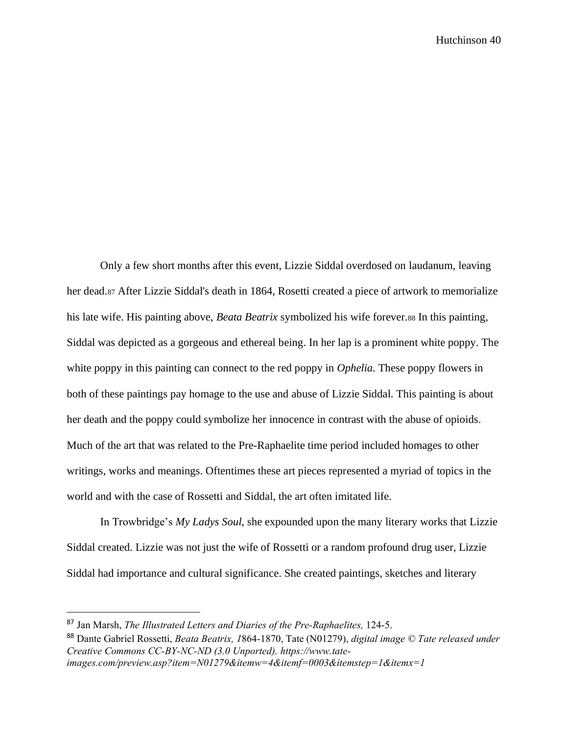Only a few short months after this event, Lizzie Siddal overdosed on laudanum, leaving her dead.[87] After Lizzie Siddal's death in 1864, Rosetti created a piece of artwork to memorialize his late wife. His painting above, *Beata Beatrix* symbolized his wife forever.[88] In this painting, Siddal was depicted as a gorgeous and ethereal being. In her lap is a prominent white poppy. The white poppy in this painting can connect to the red poppy in *Ophelia*. These poppy flowers in both of these paintings pay homage to the use and abuse of Lizzie Siddal. This painting is about her death and the poppy could symbolize her innocence in contrast with the abuse of opioids. Much of the art that was related to the Pre-Raphaelite time period included homages to other writings, works and meanings. Oftentimes these art pieces represented a myriad of topics in the world and with the case of Rossetti and Siddal, the art often imitated life.

In Trowbridge's *My Ladys Soul,* she expounded upon the many literary works that Lizzie Siddal created. Lizzie was not just the wife of Rossetti or a random profound drug user, Lizzie Siddal had importance and cultural significance. She created paintings, sketches and literary

---

[87] Jan Marsh, *The Illustrated Letters and Diaries of the Pre-Raphaelites,* 124-5.

[88] Dante Gabriel Rossetti, *Beata Beatrix, 1*864-1870, Tate (N01279), *digital image © Tate released under Creative Commons CC-BY-NC-ND (3.0 Unported). https://www.tate-images.com/preview.asp?item=N01279&itemw=4&itemf=0003&itemstep=1&itemx=1*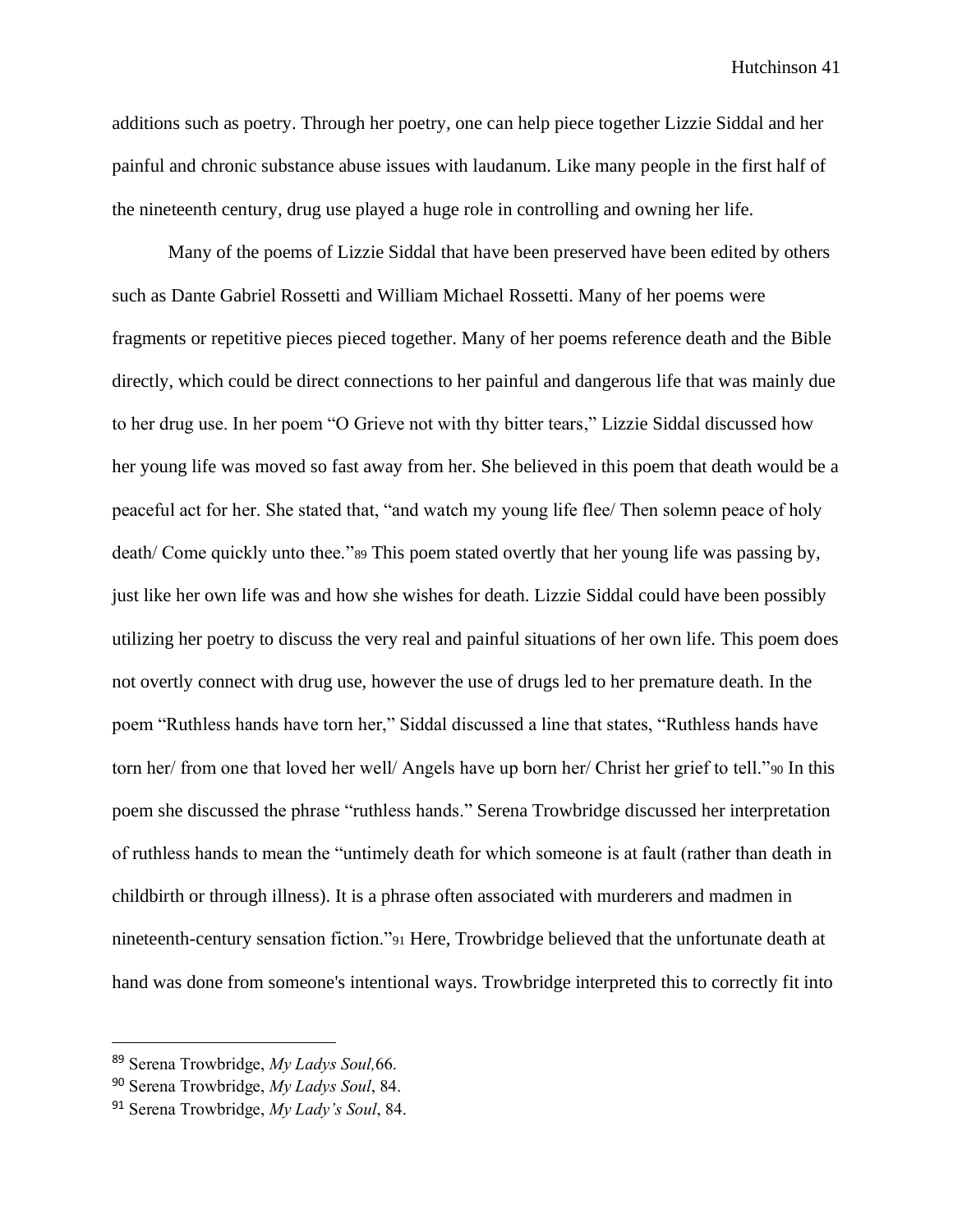additions such as poetry. Through her poetry, one can help piece together Lizzie Siddal and her painful and chronic substance abuse issues with laudanum. Like many people in the first half of the nineteenth century, drug use played a huge role in controlling and owning her life.

Many of the poems of Lizzie Siddal that have been preserved have been edited by others such as Dante Gabriel Rossetti and William Michael Rossetti. Many of her poems were fragments or repetitive pieces pieced together. Many of her poems reference death and the Bible directly, which could be direct connections to her painful and dangerous life that was mainly due to her drug use. In her poem "O Grieve not with thy bitter tears," Lizzie Siddal discussed how her young life was moved so fast away from her. She believed in this poem that death would be a peaceful act for her. She stated that, "and watch my young life flee/ Then solemn peace of holy death/ Come quickly unto thee."[89] This poem stated overtly that her young life was passing by, just like her own life was and how she wishes for death. Lizzie Siddal could have been possibly utilizing her poetry to discuss the very real and painful situations of her own life. This poem does not overtly connect with drug use, however the use of drugs led to her premature death. In the poem "Ruthless hands have torn her," Siddal discussed a line that states, "Ruthless hands have torn her/ from one that loved her well/ Angels have up born her/ Christ her grief to tell."[90] In this poem she discussed the phrase "ruthless hands." Serena Trowbridge discussed her interpretation of ruthless hands to mean the "untimely death for which someone is at fault (rather than death in childbirth or through illness). It is a phrase often associated with murderers and madmen in nineteenth-century sensation fiction."[91] Here, Trowbridge believed that the unfortunate death at hand was done from someone's intentional ways. Trowbridge interpreted this to correctly fit into

---

[89] Serena Trowbridge, *My Ladys Soul,*66.

[90] Serena Trowbridge, *My Ladys Soul*, 84.

[91] Serena Trowbridge, *My Lady's Soul*, 84.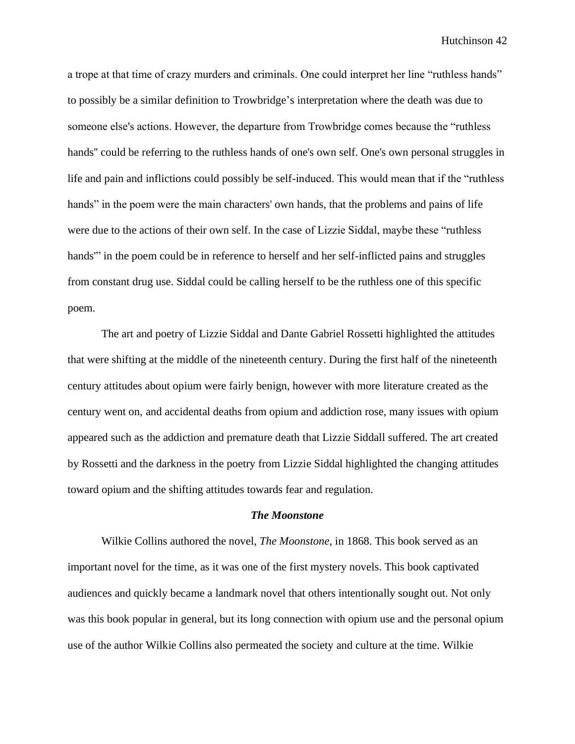a trope at that time of crazy murders and criminals. One could interpret her line "ruthless hands" to possibly be a similar definition to Trowbridge's interpretation where the death was due to someone else's actions. However, the departure from Trowbridge comes because the "ruthless hands" could be referring to the ruthless hands of one's own self. One's own personal struggles in life and pain and inflictions could possibly be self-induced. This would mean that if the "ruthless hands" in the poem were the main characters' own hands, that the problems and pains of life were due to the actions of their own self. In the case of Lizzie Siddal, maybe these "ruthless hands'" in the poem could be in reference to herself and her self-inflicted pains and struggles from constant drug use. Siddal could be calling herself to be the ruthless one of this specific poem.

The art and poetry of Lizzie Siddal and Dante Gabriel Rossetti highlighted the attitudes that were shifting at the middle of the nineteenth century. During the first half of the nineteenth century attitudes about opium were fairly benign, however with more literature created as the century went on, and accidental deaths from opium and addiction rose, many issues with opium appeared such as the addiction and premature death that Lizzie Siddall suffered. The art created by Rossetti and the darkness in the poetry from Lizzie Siddal highlighted the changing attitudes toward opium and the shifting attitudes towards fear and regulation.

### ***The Moonstone***

Wilkie Collins authored the novel, *The Moonstone*, in 1868. This book served as an important novel for the time, as it was one of the first mystery novels. This book captivated audiences and quickly became a landmark novel that others intentionally sought out. Not only was this book popular in general, but its long connection with opium use and the personal opium use of the author Wilkie Collins also permeated the society and culture at the time. Wilkie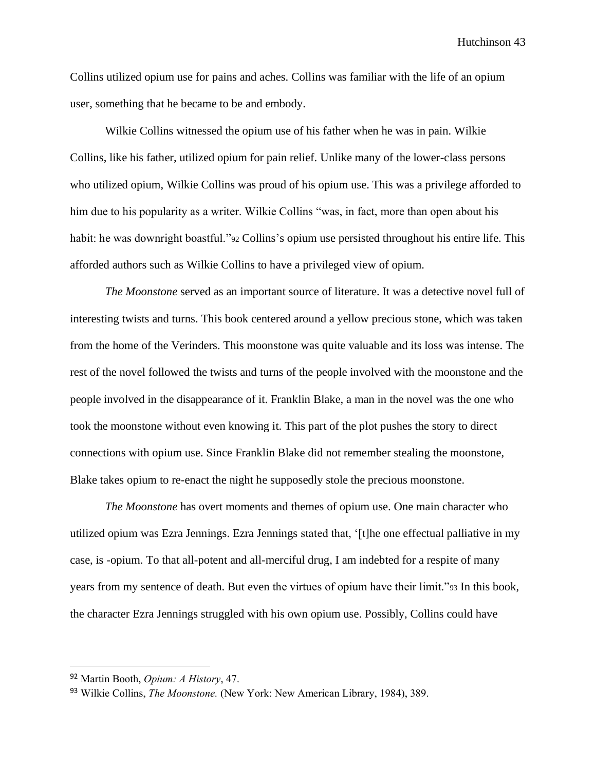Collins utilized opium use for pains and aches. Collins was familiar with the life of an opium user, something that he became to be and embody.

Wilkie Collins witnessed the opium use of his father when he was in pain. Wilkie Collins, like his father, utilized opium for pain relief. Unlike many of the lower-class persons who utilized opium, Wilkie Collins was proud of his opium use. This was a privilege afforded to him due to his popularity as a writer. Wilkie Collins "was, in fact, more than open about his habit: he was downright boastful."[92] Collins's opium use persisted throughout his entire life. This afforded authors such as Wilkie Collins to have a privileged view of opium.

*The Moonstone* served as an important source of literature. It was a detective novel full of interesting twists and turns. This book centered around a yellow precious stone, which was taken from the home of the Verinders. This moonstone was quite valuable and its loss was intense. The rest of the novel followed the twists and turns of the people involved with the moonstone and the people involved in the disappearance of it. Franklin Blake, a man in the novel was the one who took the moonstone without even knowing it. This part of the plot pushes the story to direct connections with opium use. Since Franklin Blake did not remember stealing the moonstone, Blake takes opium to re-enact the night he supposedly stole the precious moonstone.

*The Moonstone* has overt moments and themes of opium use. One main character who utilized opium was Ezra Jennings. Ezra Jennings stated that, '[t]he one effectual palliative in my case, is -opium. To that all-potent and all-merciful drug, I am indebted for a respite of many years from my sentence of death. But even the virtues of opium have their limit."[93] In this book, the character Ezra Jennings struggled with his own opium use. Possibly, Collins could have

---

[92] Martin Booth, *Opium: A History*, 47.

[93] Wilkie Collins, *The Moonstone.* (New York: New American Library, 1984), 389.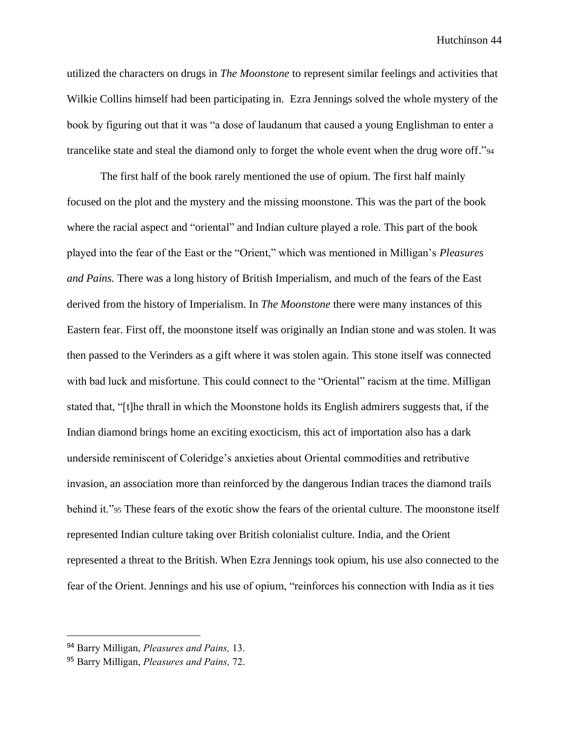utilized the characters on drugs in *The Moonstone* to represent similar feelings and activities that Wilkie Collins himself had been participating in. Ezra Jennings solved the whole mystery of the book by figuring out that it was "a dose of laudanum that caused a young Englishman to enter a trancelike state and steal the diamond only to forget the whole event when the drug wore off."[94]

The first half of the book rarely mentioned the use of opium. The first half mainly focused on the plot and the mystery and the missing moonstone. This was the part of the book where the racial aspect and "oriental" and Indian culture played a role. This part of the book played into the fear of the East or the "Orient," which was mentioned in Milligan's *Pleasures and Pains.* There was a long history of British Imperialism, and much of the fears of the East derived from the history of Imperialism. In *The Moonstone* there were many instances of this Eastern fear. First off, the moonstone itself was originally an Indian stone and was stolen. It was then passed to the Verinders as a gift where it was stolen again. This stone itself was connected with bad luck and misfortune. This could connect to the "Oriental" racism at the time. Milligan stated that, "[t]he thrall in which the Moonstone holds its English admirers suggests that, if the Indian diamond brings home an exciting exocticism, this act of importation also has a dark underside reminiscent of Coleridge's anxieties about Oriental commodities and retributive invasion, an association more than reinforced by the dangerous Indian traces the diamond trails behind it."[95] These fears of the exotic show the fears of the oriental culture. The moonstone itself represented Indian culture taking over British colonialist culture. India, and the Orient represented a threat to the British. When Ezra Jennings took opium, his use also connected to the fear of the Orient. Jennings and his use of opium, "reinforces his connection with India as it ties

---

[94] Barry Milligan, *Pleasures and Pains,* 13.

[95] Barry Milligan, *Pleasures and Pains,* 72.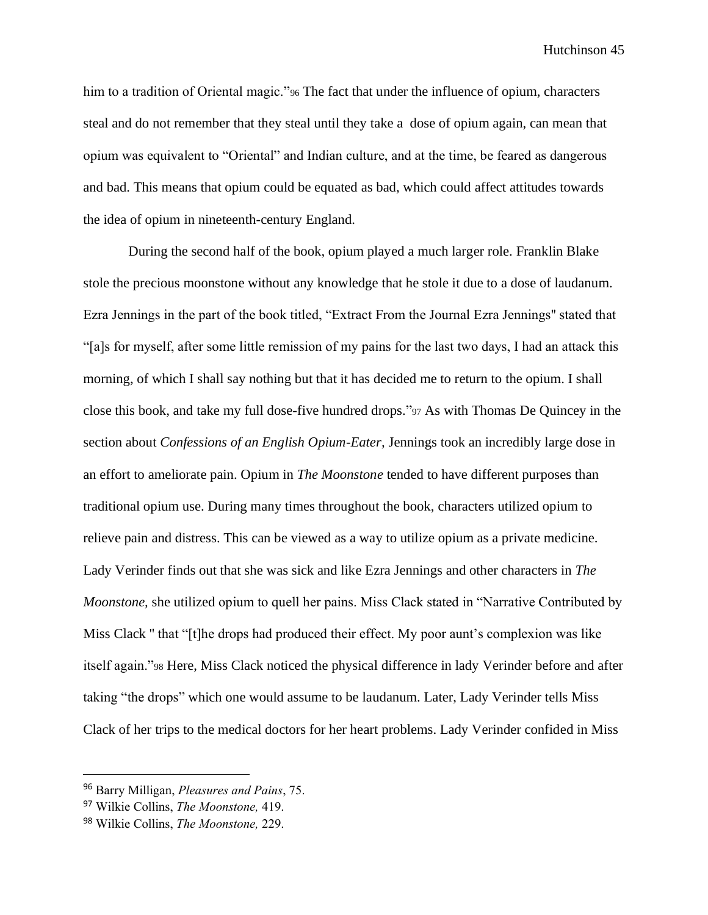him to a tradition of Oriental magic."[96] The fact that under the influence of opium, characters steal and do not remember that they steal until they take a dose of opium again, can mean that opium was equivalent to "Oriental" and Indian culture, and at the time, be feared as dangerous and bad. This means that opium could be equated as bad, which could affect attitudes towards the idea of opium in nineteenth-century England.

During the second half of the book, opium played a much larger role. Franklin Blake stole the precious moonstone without any knowledge that he stole it due to a dose of laudanum. Ezra Jennings in the part of the book titled, "Extract From the Journal Ezra Jennings" stated that "[a]s for myself, after some little remission of my pains for the last two days, I had an attack this morning, of which I shall say nothing but that it has decided me to return to the opium. I shall close this book, and take my full dose-five hundred drops."[97] As with Thomas De Quincey in the section about *Confessions of an English Opium-Eater,* Jennings took an incredibly large dose in an effort to ameliorate pain. Opium in *The Moonstone* tended to have different purposes than traditional opium use. During many times throughout the book, characters utilized opium to relieve pain and distress. This can be viewed as a way to utilize opium as a private medicine. Lady Verinder finds out that she was sick and like Ezra Jennings and other characters in *The Moonstone,* she utilized opium to quell her pains. Miss Clack stated in "Narrative Contributed by Miss Clack " that "[t]he drops had produced their effect. My poor aunt's complexion was like itself again."[98] Here, Miss Clack noticed the physical difference in lady Verinder before and after taking "the drops" which one would assume to be laudanum. Later, Lady Verinder tells Miss Clack of her trips to the medical doctors for her heart problems. Lady Verinder confided in Miss

---

[96] Barry Milligan, *Pleasures and Pains*, 75.

[97] Wilkie Collins, *The Moonstone,* 419.

[98] Wilkie Collins, *The Moonstone,* 229.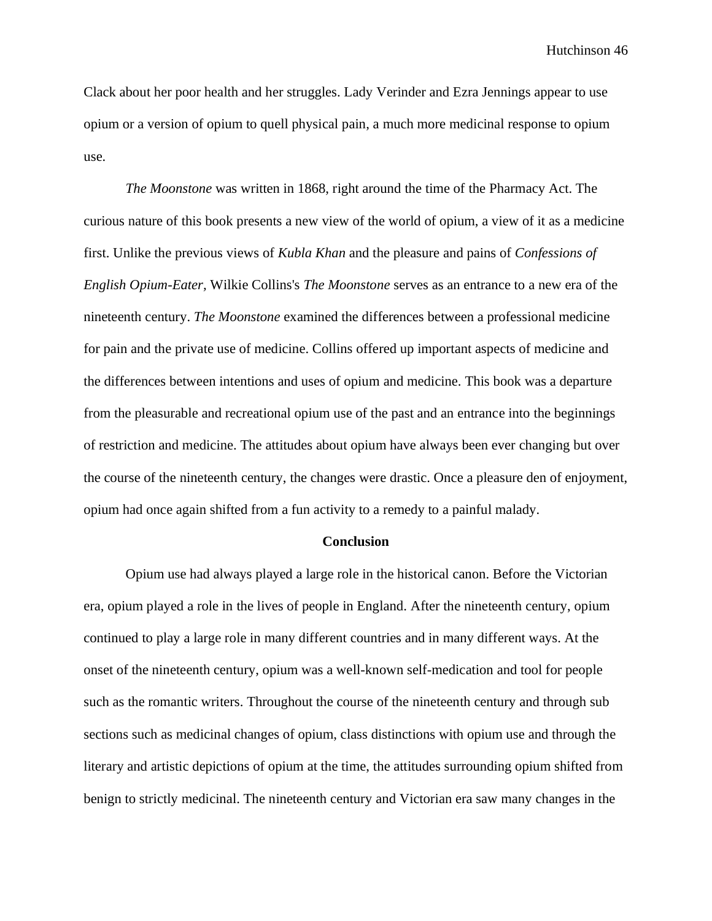Clack about her poor health and her struggles. Lady Verinder and Ezra Jennings appear to use opium or a version of opium to quell physical pain, a much more medicinal response to opium use.

*The Moonstone* was written in 1868, right around the time of the Pharmacy Act. The curious nature of this book presents a new view of the world of opium, a view of it as a medicine first. Unlike the previous views of *Kubla Khan* and the pleasure and pains of *Confessions of English Opium-Eater,* Wilkie Collins's *The Moonstone* serves as an entrance to a new era of the nineteenth century. *The Moonstone* examined the differences between a professional medicine for pain and the private use of medicine. Collins offered up important aspects of medicine and the differences between intentions and uses of opium and medicine. This book was a departure from the pleasurable and recreational opium use of the past and an entrance into the beginnings of restriction and medicine. The attitudes about opium have always been ever changing but over the course of the nineteenth century, the changes were drastic. Once a pleasure den of enjoyment, opium had once again shifted from a fun activity to a remedy to a painful malady.

## Conclusion

Opium use had always played a large role in the historical canon. Before the Victorian era, opium played a role in the lives of people in England. After the nineteenth century, opium continued to play a large role in many different countries and in many different ways. At the onset of the nineteenth century, opium was a well-known self-medication and tool for people such as the romantic writers. Throughout the course of the nineteenth century and through sub sections such as medicinal changes of opium, class distinctions with opium use and through the literary and artistic depictions of opium at the time, the attitudes surrounding opium shifted from benign to strictly medicinal. The nineteenth century and Victorian era saw many changes in the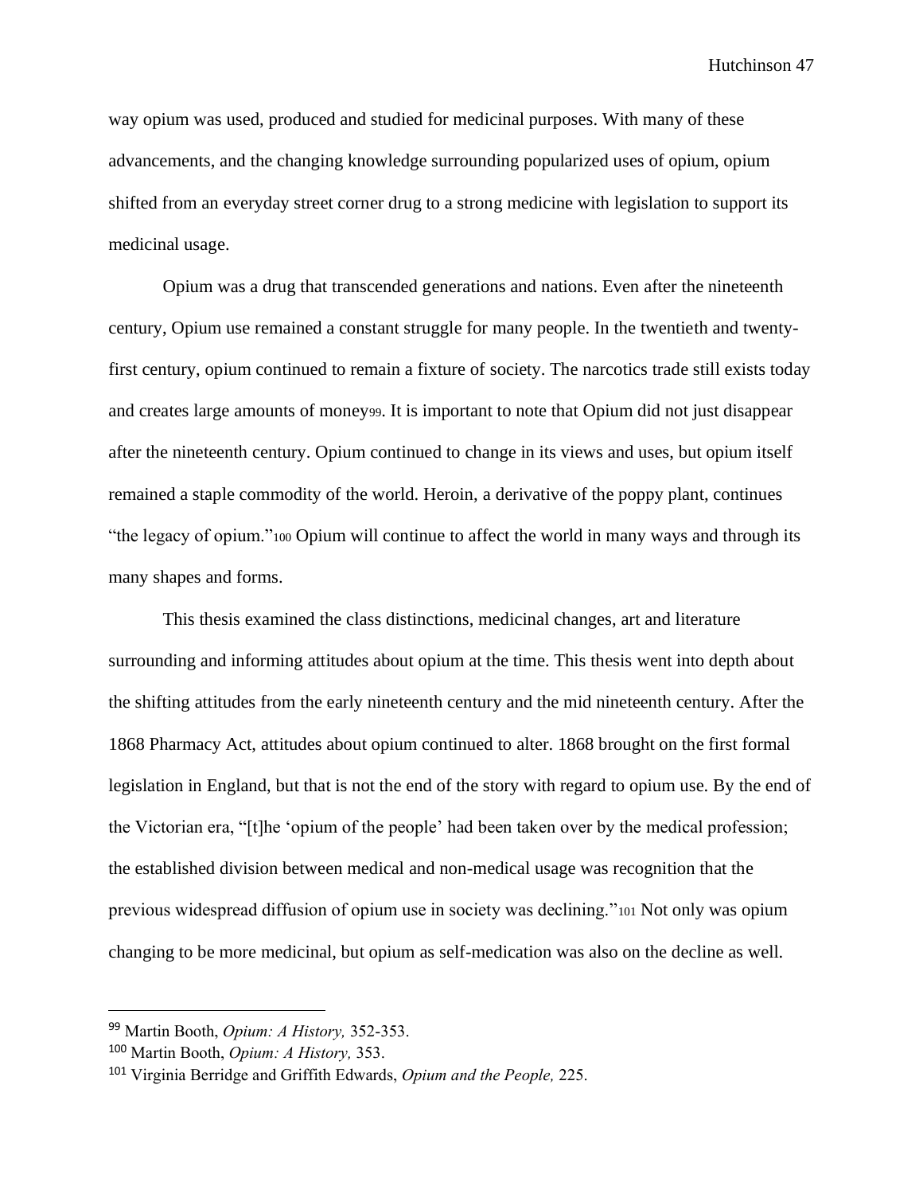way opium was used, produced and studied for medicinal purposes. With many of these advancements, and the changing knowledge surrounding popularized uses of opium, opium shifted from an everyday street corner drug to a strong medicine with legislation to support its medicinal usage.

Opium was a drug that transcended generations and nations. Even after the nineteenth century, Opium use remained a constant struggle for many people. In the twentieth and twenty-first century, opium continued to remain a fixture of society. The narcotics trade still exists today and creates large amounts of money[99]. It is important to note that Opium did not just disappear after the nineteenth century. Opium continued to change in its views and uses, but opium itself remained a staple commodity of the world. Heroin, a derivative of the poppy plant, continues "the legacy of opium."[100] Opium will continue to affect the world in many ways and through its many shapes and forms.

This thesis examined the class distinctions, medicinal changes, art and literature surrounding and informing attitudes about opium at the time. This thesis went into depth about the shifting attitudes from the early nineteenth century and the mid nineteenth century. After the 1868 Pharmacy Act, attitudes about opium continued to alter. 1868 brought on the first formal legislation in England, but that is not the end of the story with regard to opium use. By the end of the Victorian era, "[t]he 'opium of the people' had been taken over by the medical profession; the established division between medical and non-medical usage was recognition that the previous widespread diffusion of opium use in society was declining."[101] Not only was opium changing to be more medicinal, but opium as self-medication was also on the decline as well.

---

[99] Martin Booth, *Opium: A History,* 352-353.

[100] Martin Booth, *Opium: A History,* 353.

[101] Virginia Berridge and Griffith Edwards, *Opium and the People,* 225.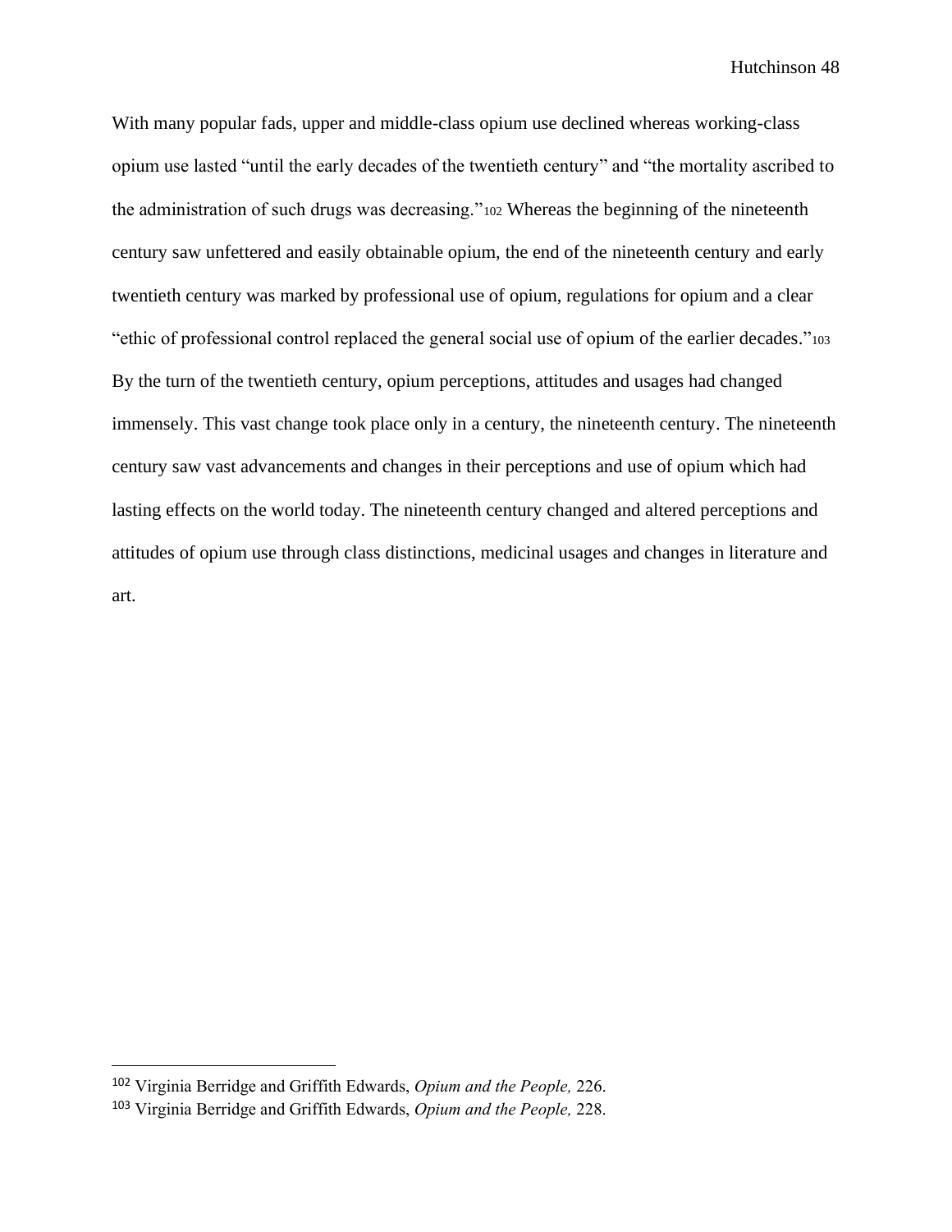With many popular fads, upper and middle-class opium use declined whereas working-class opium use lasted "until the early decades of the twentieth century" and "the mortality ascribed to the administration of such drugs was decreasing."[102] Whereas the beginning of the nineteenth century saw unfettered and easily obtainable opium, the end of the nineteenth century and early twentieth century was marked by professional use of opium, regulations for opium and a clear "ethic of professional control replaced the general social use of opium of the earlier decades."[103] By the turn of the twentieth century, opium perceptions, attitudes and usages had changed immensely. This vast change took place only in a century, the nineteenth century. The nineteenth century saw vast advancements and changes in their perceptions and use of opium which had lasting effects on the world today. The nineteenth century changed and altered perceptions and attitudes of opium use through class distinctions, medicinal usages and changes in literature and art.

---

[102] Virginia Berridge and Griffith Edwards, *Opium and the People,* 226.

[103] Virginia Berridge and Griffith Edwards, *Opium and the People,* 228.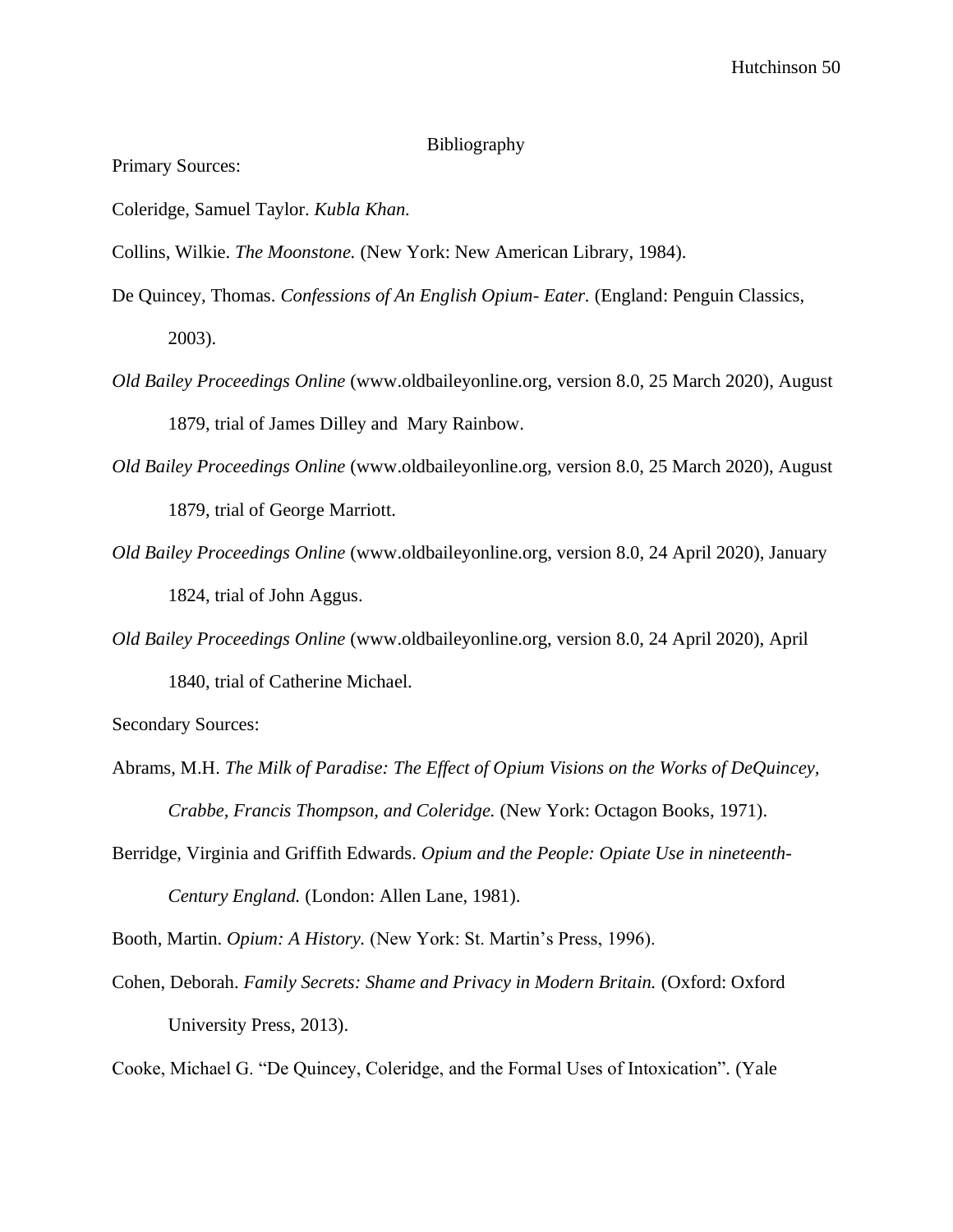# Bibliography

Primary Sources:

Coleridge, Samuel Taylor. *Kubla Khan.*

Collins, Wilkie. *The Moonstone.* (New York: New American Library, 1984).

De Quincey, Thomas. *Confessions of An English Opium- Eater.* (England: Penguin Classics, 2003).

*Old Bailey Proceedings Online* (www.oldbaileyonline.org, version 8.0, 25 March 2020), August 1879, trial of James Dilley and Mary Rainbow.

*Old Bailey Proceedings Online* (www.oldbaileyonline.org, version 8.0, 25 March 2020), August 1879, trial of George Marriott.

*Old Bailey Proceedings Online* (www.oldbaileyonline.org, version 8.0, 24 April 2020), January 1824, trial of John Aggus.

*Old Bailey Proceedings Online* (www.oldbaileyonline.org, version 8.0, 24 April 2020), April 1840, trial of Catherine Michael.

Secondary Sources:

Abrams, M.H. *The Milk of Paradise: The Effect of Opium Visions on the Works of DeQuincey, Crabbe, Francis Thompson, and Coleridge.* (New York: Octagon Books, 1971).

Berridge, Virginia and Griffith Edwards. *Opium and the People: Opiate Use in nineteenth-Century England.* (London: Allen Lane, 1981).

Booth, Martin. *Opium: A History.* (New York: St. Martin's Press, 1996).

Cohen, Deborah. *Family Secrets: Shame and Privacy in Modern Britain.* (Oxford: Oxford University Press, 2013).

Cooke, Michael G. "De Quincey, Coleridge, and the Formal Uses of Intoxication". (Yale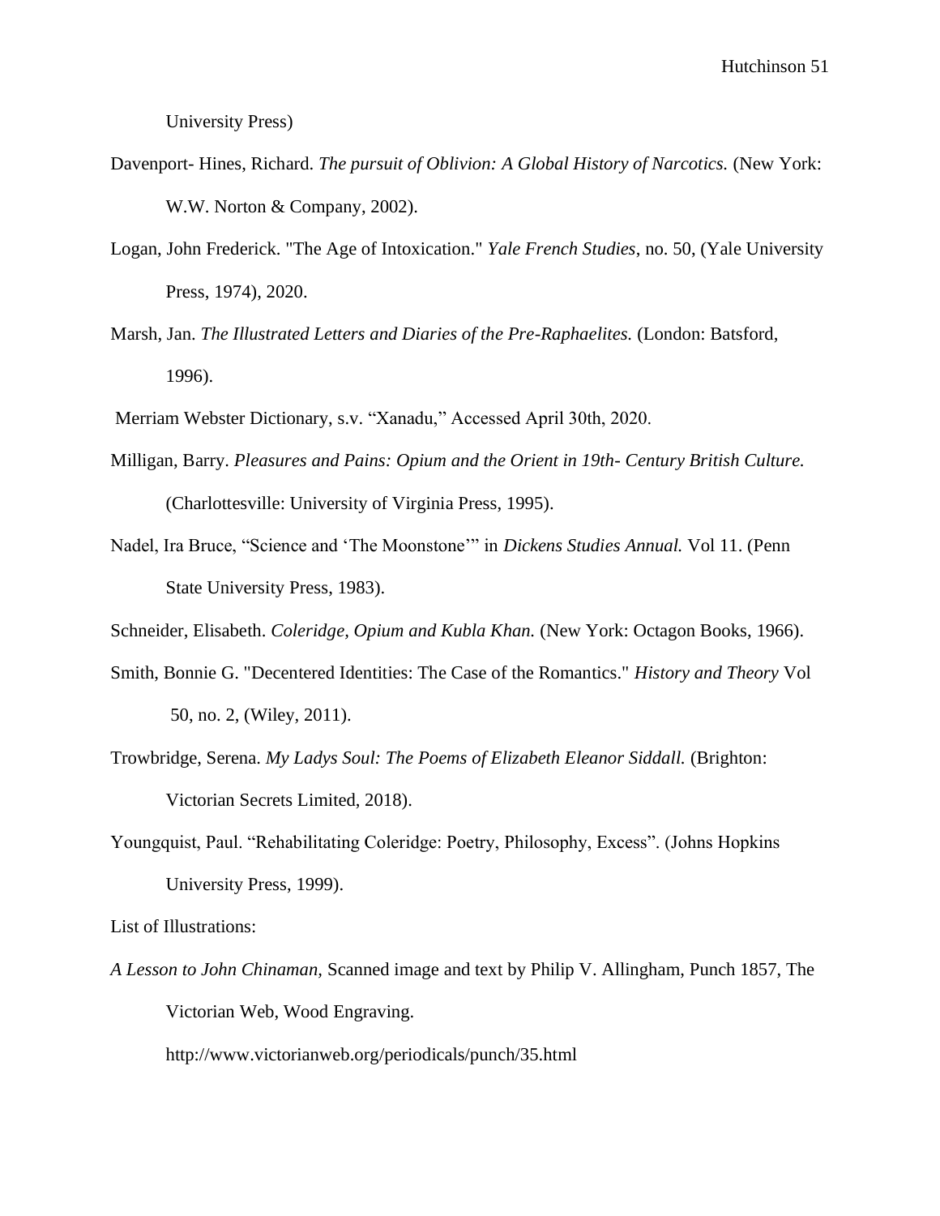University Press)

Davenport- Hines, Richard. *The pursuit of Oblivion: A Global History of Narcotics.* (New York: W.W. Norton & Company, 2002).

Logan, John Frederick. "The Age of Intoxication." *Yale French Studies*, no. 50, (Yale University Press, 1974), 2020.

Marsh, Jan. *The Illustrated Letters and Diaries of the Pre-Raphaelites.* (London: Batsford, 1996).

Merriam Webster Dictionary, s.v. "Xanadu," Accessed April 30th, 2020.

Milligan, Barry. *Pleasures and Pains: Opium and the Orient in 19th- Century British Culture.* (Charlottesville: University of Virginia Press, 1995).

Nadel, Ira Bruce, "Science and 'The Moonstone'" in *Dickens Studies Annual.* Vol 11. (Penn State University Press, 1983).

Schneider, Elisabeth. *Coleridge, Opium and Kubla Khan.* (New York: Octagon Books, 1966).

Smith, Bonnie G. "Decentered Identities: The Case of the Romantics." *History and Theory* Vol 50, no. 2, (Wiley, 2011).

Trowbridge, Serena. *My Ladys Soul: The Poems of Elizabeth Eleanor Siddall.* (Brighton: Victorian Secrets Limited, 2018).

Youngquist, Paul. "Rehabilitating Coleridge: Poetry, Philosophy, Excess". (Johns Hopkins University Press, 1999).

List of Illustrations:

*A Lesson to John Chinaman,* Scanned image and text by Philip V. Allingham, Punch 1857, The Victorian Web, Wood Engraving. http://www.victorianweb.org/periodicals/punch/35.html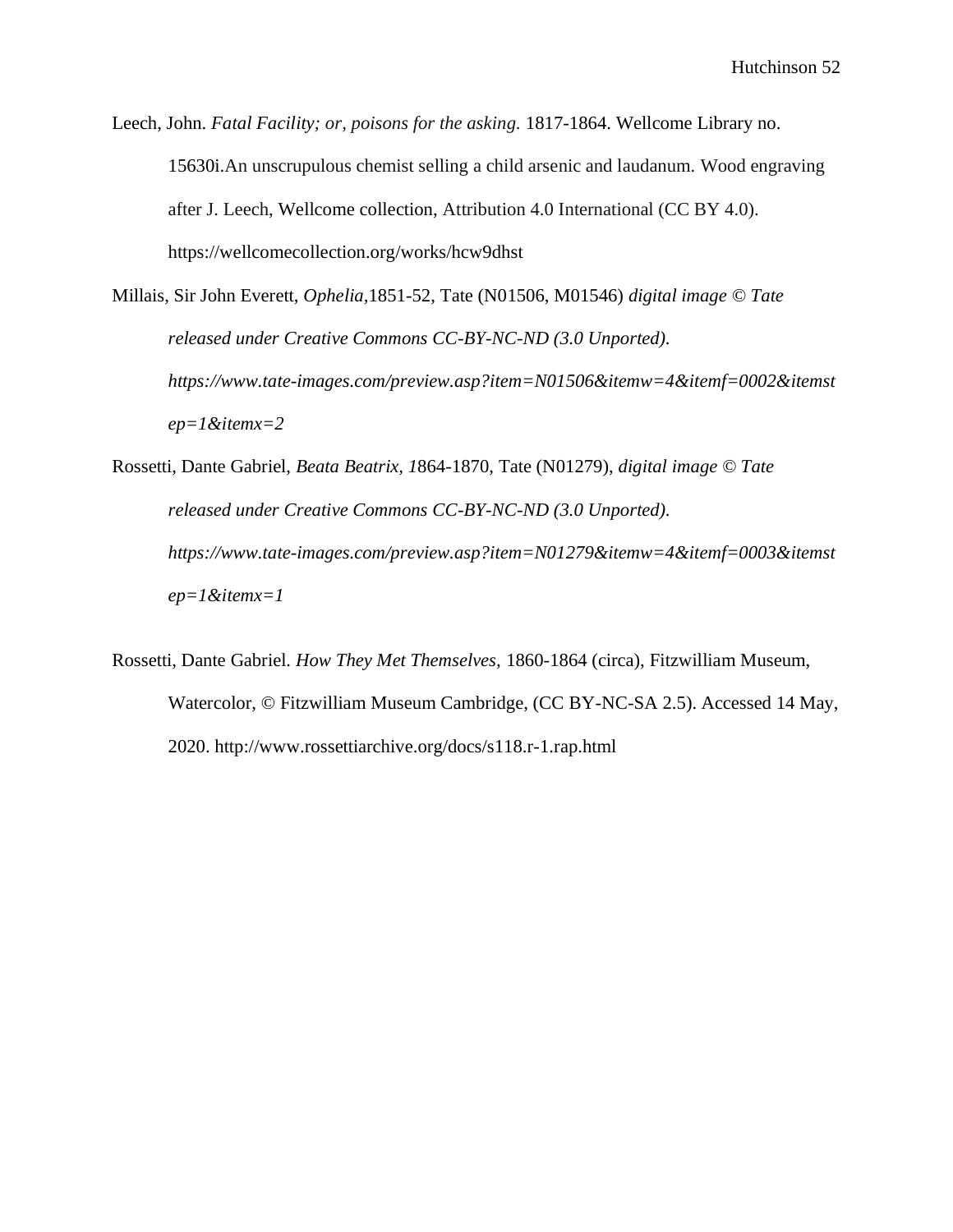Leech, John. *Fatal Facility; or, poisons for the asking.* 1817-1864. Wellcome Library no. 15630i.An unscrupulous chemist selling a child arsenic and laudanum. Wood engraving after J. Leech, Wellcome collection, Attribution 4.0 International (CC BY 4.0). https://wellcomecollection.org/works/hcw9dhst

Millais, Sir John Everett, *Ophelia*,1851-52, Tate (N01506, M01546) *digital image © Tate released under Creative Commons CC-BY-NC-ND (3.0 Unported). https://www.tate-images.com/preview.asp?item=N01506&itemw=4&itemf=0002&itemstep=1&itemx=2*

Rossetti, Dante Gabriel, *Beata Beatrix, 1*864-1870, Tate (N01279), *digital image © Tate released under Creative Commons CC-BY-NC-ND (3.0 Unported). https://www.tate-images.com/preview.asp?item=N01279&itemw=4&itemf=0003&itemstep=1&itemx=1*

Rossetti, Dante Gabriel. *How They Met Themselves,* 1860-1864 (circa), Fitzwilliam Museum, Watercolor, © Fitzwilliam Museum Cambridge, (CC BY-NC-SA 2.5). Accessed 14 May, 2020. http://www.rossettiarchive.org/docs/s118.r-1.rap.html